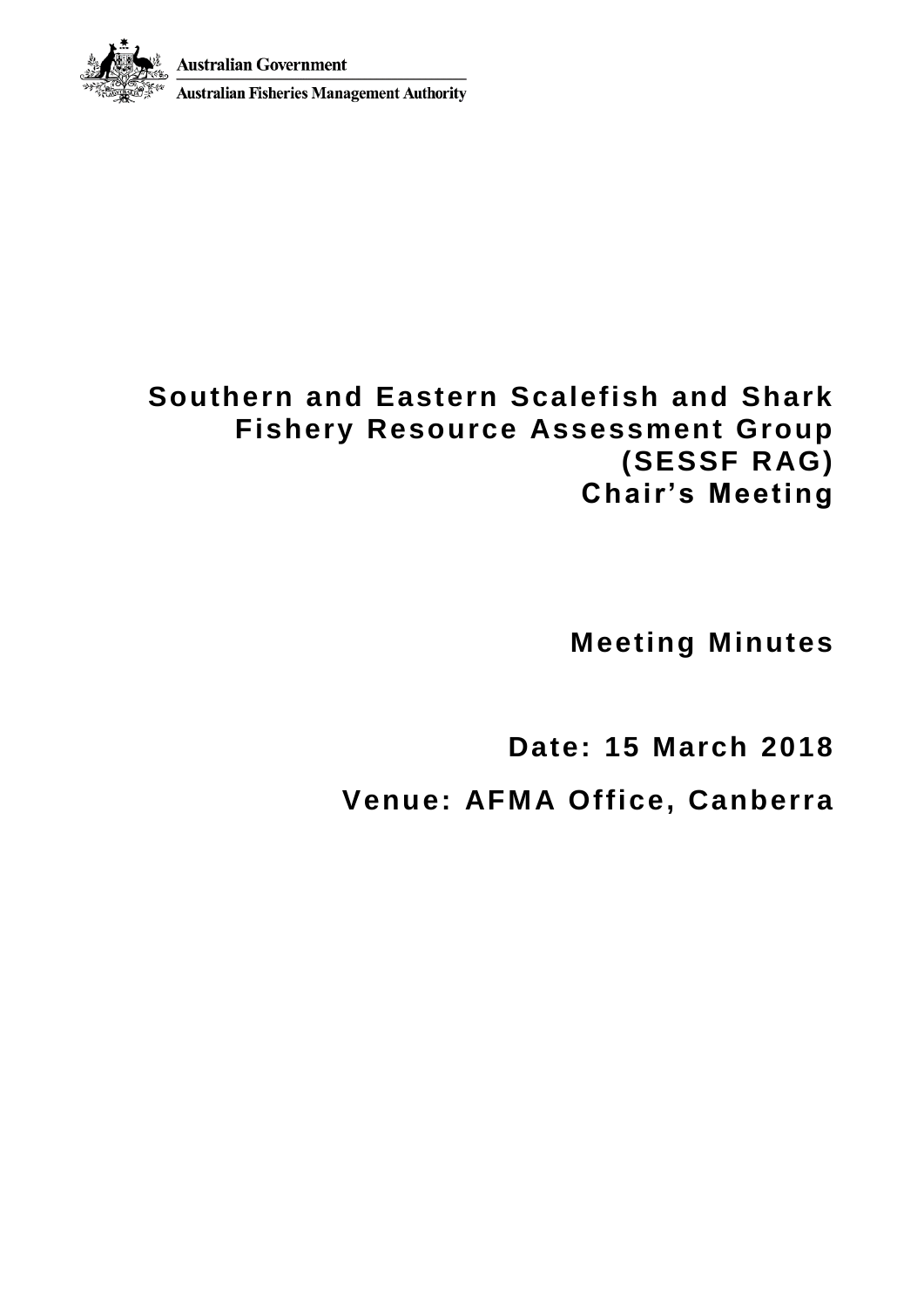Australian Government

Australian Fisheries Management Authority

# Southern and Eastern Scalefish and Shark Fishery Resource Assessment Group (SESSF RAG) Chair's Meeting

## Meeting Minutes

**Date: 15 March 2018**

**Venue: AFMA Office, Canberra**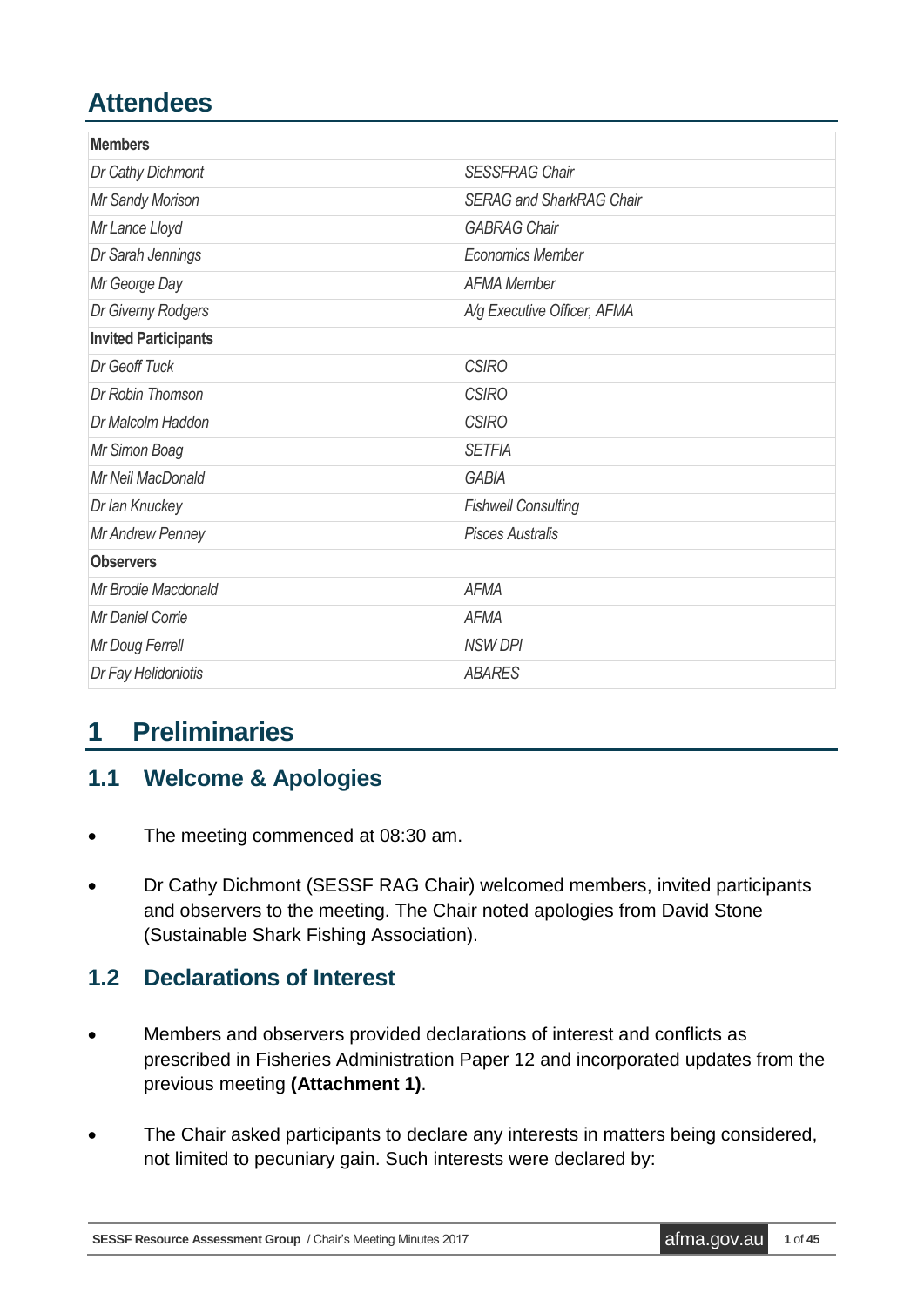# Attendees

| Members | |
|---|---|
| *Dr Cathy Dichmont* | *SESSFRAG Chair* |
| *Mr Sandy Morison* | *SERAG and SharkRAG Chair* |
| *Mr Lance Lloyd* | *GABRAG Chair* |
| *Dr Sarah Jennings* | *Economics Member* |
| *Mr George Day* | *AFMA Member* |
| *Dr Giverny Rodgers* | *A/g Executive Officer, AFMA* |
| **Invited Participants** | |
| *Dr Geoff Tuck* | *CSIRO* |
| *Dr Robin Thomson* | *CSIRO* |
| *Dr Malcolm Haddon* | *CSIRO* |
| *Mr Simon Boag* | *SETFIA* |
| *Mr Neil MacDonald* | *GABIA* |
| *Dr Ian Knuckey* | *Fishwell Consulting* |
| *Mr Andrew Penney* | *Pisces Australis* |
| **Observers** | |
| *Mr Brodie Macdonald* | *AFMA* |
| *Mr Daniel Corrie* | *AFMA* |
| *Mr Doug Ferrell* | *NSW DPI* |
| *Dr Fay Helidoniotis* | *ABARES* |

# 1 Preliminaries

## 1.1 Welcome & Apologies

- The meeting commenced at 08:30 am.
- Dr Cathy Dichmont (SESSF RAG Chair) welcomed members, invited participants and observers to the meeting. The Chair noted apologies from David Stone (Sustainable Shark Fishing Association).

## 1.2 Declarations of Interest

- Members and observers provided declarations of interest and conflicts as prescribed in Fisheries Administration Paper 12 and incorporated updates from the previous meeting **(Attachment 1)**.
- The Chair asked participants to declare any interests in matters being considered, not limited to pecuniary gain. Such interests were declared by: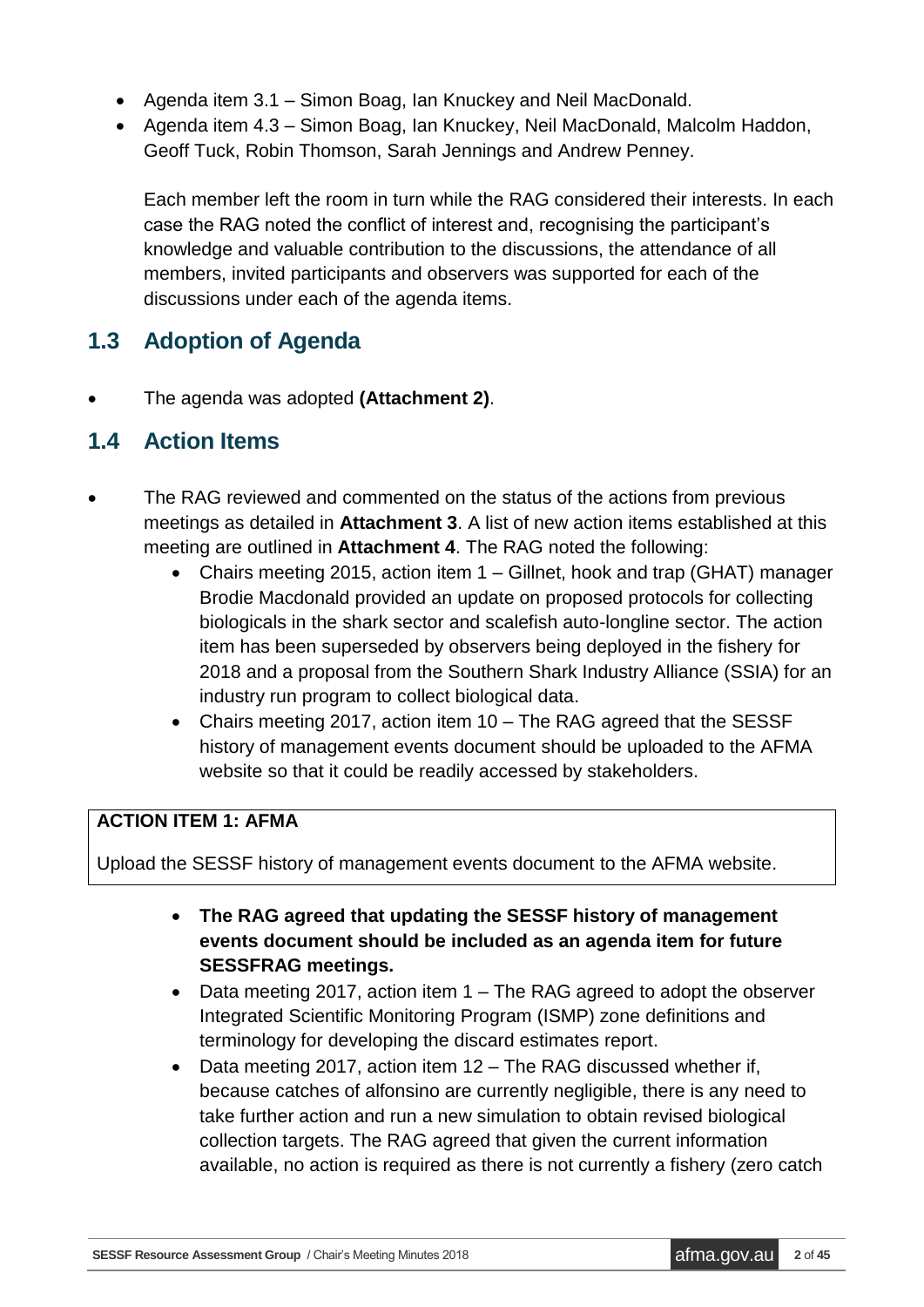- Agenda item 3.1 – Simon Boag, Ian Knuckey and Neil MacDonald.
- Agenda item 4.3 – Simon Boag, Ian Knuckey, Neil MacDonald, Malcolm Haddon, Geoff Tuck, Robin Thomson, Sarah Jennings and Andrew Penney.

  Each member left the room in turn while the RAG considered their interests. In each case the RAG noted the conflict of interest and, recognising the participant's knowledge and valuable contribution to the discussions, the attendance of all members, invited participants and observers was supported for each of the discussions under each of the agenda items.

## 1.3 Adoption of Agenda

- The agenda was adopted **(Attachment 2)**.

## 1.4 Action Items

- The RAG reviewed and commented on the status of the actions from previous meetings as detailed in **Attachment 3**. A list of new action items established at this meeting are outlined in **Attachment 4**. The RAG noted the following:
    - Chairs meeting 2015, action item 1 – Gillnet, hook and trap (GHAT) manager Brodie Macdonald provided an update on proposed protocols for collecting biologicals in the shark sector and scalefish auto-longline sector. The action item has been superseded by observers being deployed in the fishery for 2018 and a proposal from the Southern Shark Industry Alliance (SSIA) for an industry run program to collect biological data.
    - Chairs meeting 2017, action item 10 – The RAG agreed that the SESSF history of management events document should be uploaded to the AFMA website so that it could be readily accessed by stakeholders.

| **ACTION ITEM 1: AFMA** |
|---|
| Upload the SESSF history of management events document to the AFMA website. |

- **The RAG agreed that updating the SESSF history of management events document should be included as an agenda item for future SESSFRAG meetings.**
- Data meeting 2017, action item 1 – The RAG agreed to adopt the observer Integrated Scientific Monitoring Program (ISMP) zone definitions and terminology for developing the discard estimates report.
- Data meeting 2017, action item 12 – The RAG discussed whether if, because catches of alfonsino are currently negligible, there is any need to take further action and run a new simulation to obtain revised biological collection targets. The RAG agreed that given the current information available, no action is required as there is not currently a fishery (zero catch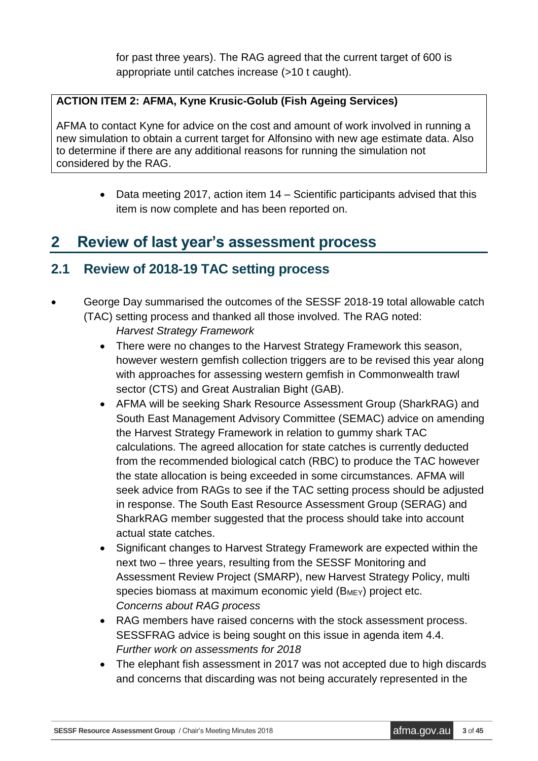for past three years). The RAG agreed that the current target of 600 is appropriate until catches increase (>10 t caught).

> **ACTION ITEM 2: AFMA, Kyne Krusic-Golub (Fish Ageing Services)**
>
> AFMA to contact Kyne for advice on the cost and amount of work involved in running a new simulation to obtain a current target for Alfonsino with new age estimate data. Also to determine if there are any additional reasons for running the simulation not considered by the RAG.

- Data meeting 2017, action item 14 – Scientific participants advised that this item is now complete and has been reported on.

# 2 Review of last year's assessment process

## 2.1 Review of 2018-19 TAC setting process

- George Day summarised the outcomes of the SESSF 2018-19 total allowable catch (TAC) setting process and thanked all those involved. The RAG noted:

  *Harvest Strategy Framework*

  - There were no changes to the Harvest Strategy Framework this season, however western gemfish collection triggers are to be revised this year along with approaches for assessing western gemfish in Commonwealth trawl sector (CTS) and Great Australian Bight (GAB).
  - AFMA will be seeking Shark Resource Assessment Group (SharkRAG) and South East Management Advisory Committee (SEMAC) advice on amending the Harvest Strategy Framework in relation to gummy shark TAC calculations. The agreed allocation for state catches is currently deducted from the recommended biological catch (RBC) to produce the TAC however the state allocation is being exceeded in some circumstances. AFMA will seek advice from RAGs to see if the TAC setting process should be adjusted in response. The South East Resource Assessment Group (SERAG) and SharkRAG member suggested that the process should take into account actual state catches.
  - Significant changes to Harvest Strategy Framework are expected within the next two – three years, resulting from the SESSF Monitoring and Assessment Review Project (SMARP), new Harvest Strategy Policy, multi species biomass at maximum economic yield ($B_{MEY}$) project etc.

  *Concerns about RAG process*

  - RAG members have raised concerns with the stock assessment process. SESSFRAG advice is being sought on this issue in agenda item 4.4.

  *Further work on assessments for 2018*

  - The elephant fish assessment in 2017 was not accepted due to high discards and concerns that discarding was not being accurately represented in the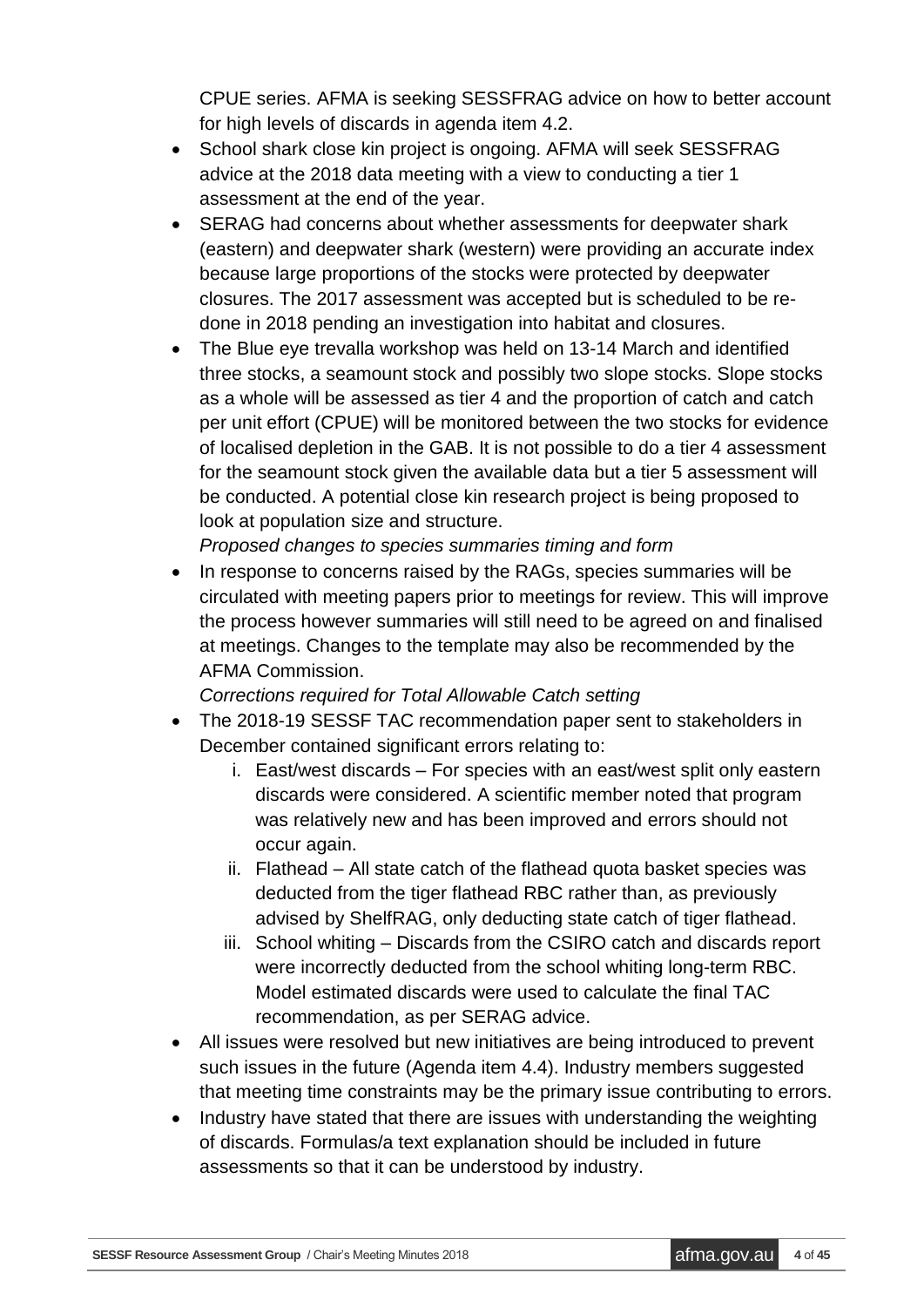CPUE series. AFMA is seeking SESSFRAG advice on how to better account for high levels of discards in agenda item 4.2.

- School shark close kin project is ongoing. AFMA will seek SESSFRAG advice at the 2018 data meeting with a view to conducting a tier 1 assessment at the end of the year.
- SERAG had concerns about whether assessments for deepwater shark (eastern) and deepwater shark (western) were providing an accurate index because large proportions of the stocks were protected by deepwater closures. The 2017 assessment was accepted but is scheduled to be re-done in 2018 pending an investigation into habitat and closures.
- The Blue eye trevalla workshop was held on 13-14 March and identified three stocks, a seamount stock and possibly two slope stocks. Slope stocks as a whole will be assessed as tier 4 and the proportion of catch and catch per unit effort (CPUE) will be monitored between the two stocks for evidence of localised depletion in the GAB. It is not possible to do a tier 4 assessment for the seamount stock given the available data but a tier 5 assessment will be conducted. A potential close kin research project is being proposed to look at population size and structure.

*Proposed changes to species summaries timing and form*

- In response to concerns raised by the RAGs, species summaries will be circulated with meeting papers prior to meetings for review. This will improve the process however summaries will still need to be agreed on and finalised at meetings. Changes to the template may also be recommended by the AFMA Commission.

*Corrections required for Total Allowable Catch setting*

- The 2018-19 SESSF TAC recommendation paper sent to stakeholders in December contained significant errors relating to:
    i. East/west discards – For species with an east/west split only eastern discards were considered. A scientific member noted that program was relatively new and has been improved and errors should not occur again.
    ii. Flathead – All state catch of the flathead quota basket species was deducted from the tiger flathead RBC rather than, as previously advised by ShelfRAG, only deducting state catch of tiger flathead.
    iii. School whiting – Discards from the CSIRO catch and discards report were incorrectly deducted from the school whiting long-term RBC. Model estimated discards were used to calculate the final TAC recommendation, as per SERAG advice.
- All issues were resolved but new initiatives are being introduced to prevent such issues in the future (Agenda item 4.4). Industry members suggested that meeting time constraints may be the primary issue contributing to errors.
- Industry have stated that there are issues with understanding the weighting of discards. Formulas/a text explanation should be included in future assessments so that it can be understood by industry.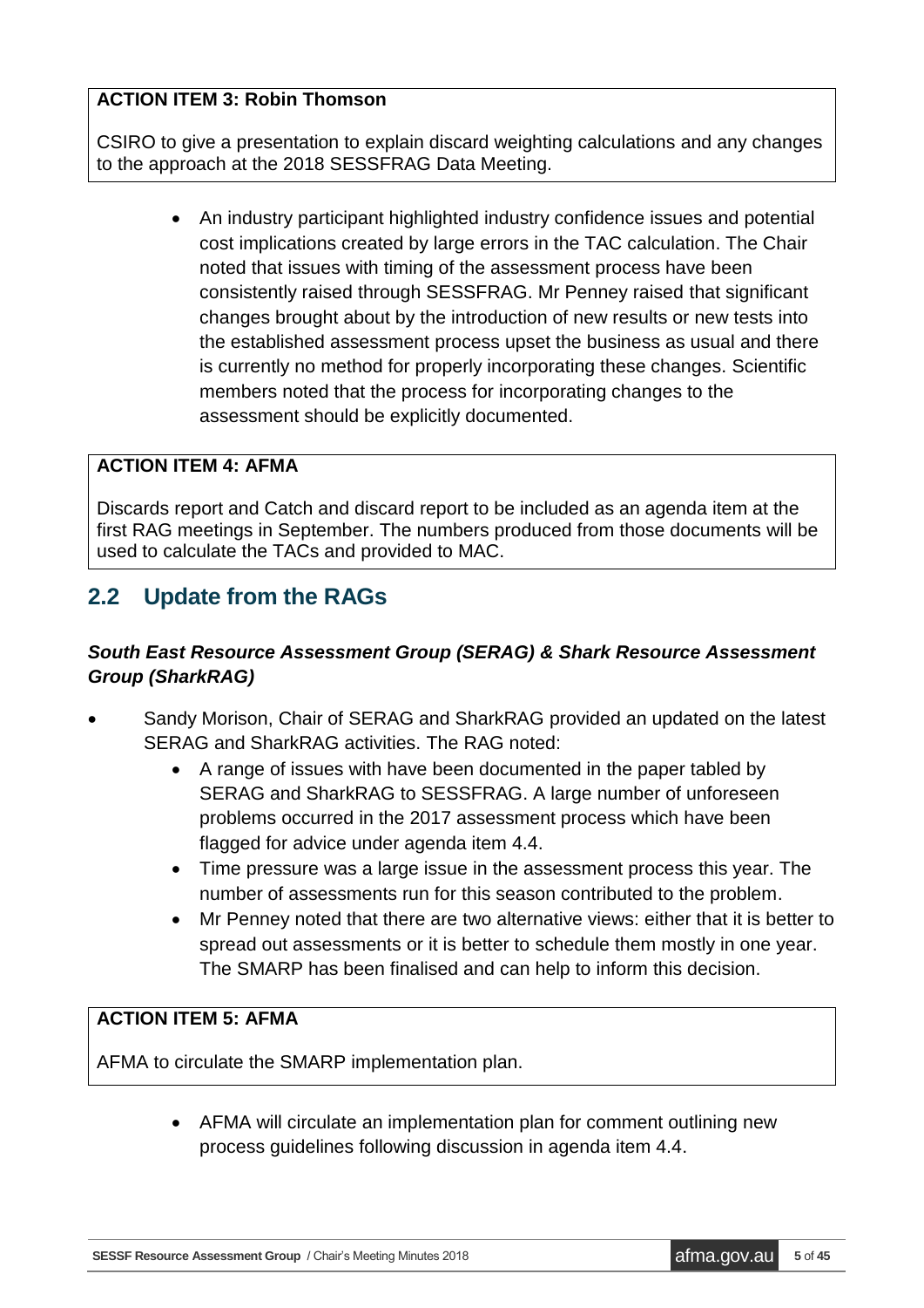**ACTION ITEM 3: Robin Thomson**

CSIRO to give a presentation to explain discard weighting calculations and any changes to the approach at the 2018 SESSFRAG Data Meeting.

- An industry participant highlighted industry confidence issues and potential cost implications created by large errors in the TAC calculation. The Chair noted that issues with timing of the assessment process have been consistently raised through SESSFRAG. Mr Penney raised that significant changes brought about by the introduction of new results or new tests into the established assessment process upset the business as usual and there is currently no method for properly incorporating these changes. Scientific members noted that the process for incorporating changes to the assessment should be explicitly documented.

**ACTION ITEM 4: AFMA**

Discards report and Catch and discard report to be included as an agenda item at the first RAG meetings in September. The numbers produced from those documents will be used to calculate the TACs and provided to MAC.

## 2.2 Update from the RAGs

### *South East Resource Assessment Group (SERAG) & Shark Resource Assessment Group (SharkRAG)*

- Sandy Morison, Chair of SERAG and SharkRAG provided an updated on the latest SERAG and SharkRAG activities. The RAG noted:
  - A range of issues with have been documented in the paper tabled by SERAG and SharkRAG to SESSFRAG. A large number of unforeseen problems occurred in the 2017 assessment process which have been flagged for advice under agenda item 4.4.
  - Time pressure was a large issue in the assessment process this year. The number of assessments run for this season contributed to the problem.
  - Mr Penney noted that there are two alternative views: either that it is better to spread out assessments or it is better to schedule them mostly in one year. The SMARP has been finalised and can help to inform this decision.

**ACTION ITEM 5: AFMA**

AFMA to circulate the SMARP implementation plan.

- AFMA will circulate an implementation plan for comment outlining new process guidelines following discussion in agenda item 4.4.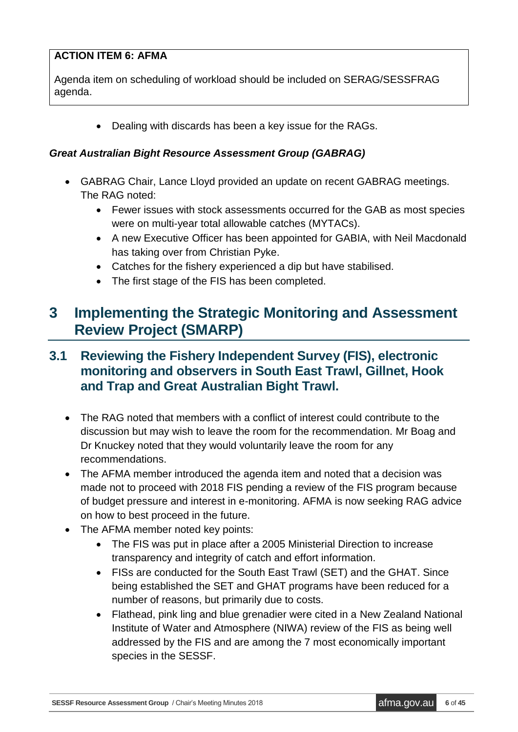**ACTION ITEM 6: AFMA**

Agenda item on scheduling of workload should be included on SERAG/SESSFRAG agenda.

- Dealing with discards has been a key issue for the RAGs.

***Great Australian Bight Resource Assessment Group (GABRAG)***

- GABRAG Chair, Lance Lloyd provided an update on recent GABRAG meetings. The RAG noted:
  - Fewer issues with stock assessments occurred for the GAB as most species were on multi-year total allowable catches (MYTACs).
  - A new Executive Officer has been appointed for GABIA, with Neil Macdonald has taking over from Christian Pyke.
  - Catches for the fishery experienced a dip but have stabilised.
  - The first stage of the FIS has been completed.

# 3 Implementing the Strategic Monitoring and Assessment Review Project (SMARP)

## 3.1 Reviewing the Fishery Independent Survey (FIS), electronic monitoring and observers in South East Trawl, Gillnet, Hook and Trap and Great Australian Bight Trawl.

- The RAG noted that members with a conflict of interest could contribute to the discussion but may wish to leave the room for the recommendation. Mr Boag and Dr Knuckey noted that they would voluntarily leave the room for any recommendations.
- The AFMA member introduced the agenda item and noted that a decision was made not to proceed with 2018 FIS pending a review of the FIS program because of budget pressure and interest in e-monitoring. AFMA is now seeking RAG advice on how to best proceed in the future.
- The AFMA member noted key points:
  - The FIS was put in place after a 2005 Ministerial Direction to increase transparency and integrity of catch and effort information.
  - FISs are conducted for the South East Trawl (SET) and the GHAT. Since being established the SET and GHAT programs have been reduced for a number of reasons, but primarily due to costs.
  - Flathead, pink ling and blue grenadier were cited in a New Zealand National Institute of Water and Atmosphere (NIWA) review of the FIS as being well addressed by the FIS and are among the 7 most economically important species in the SESSF.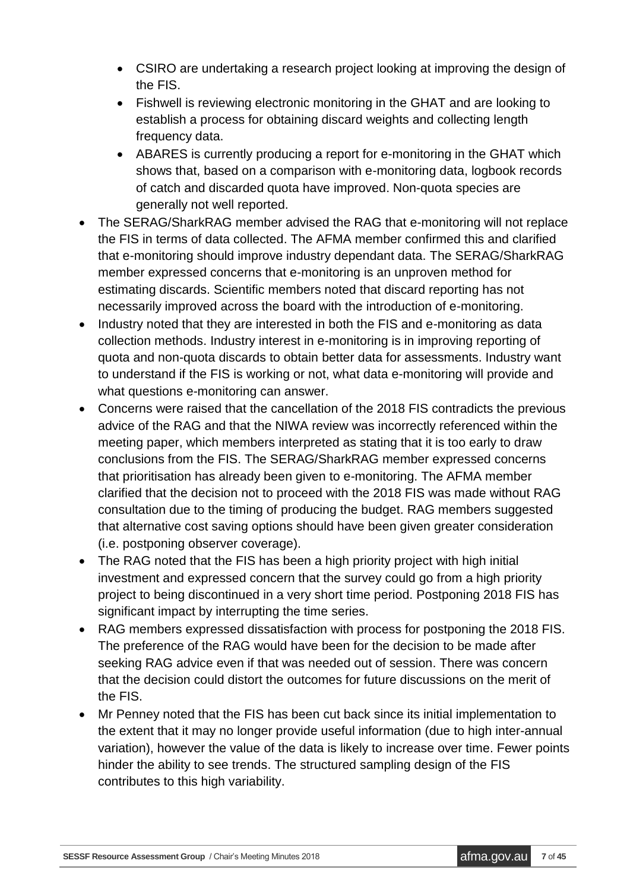- CSIRO are undertaking a research project looking at improving the design of the FIS.
    - Fishwell is reviewing electronic monitoring in the GHAT and are looking to establish a process for obtaining discard weights and collecting length frequency data.
    - ABARES is currently producing a report for e-monitoring in the GHAT which shows that, based on a comparison with e-monitoring data, logbook records of catch and discarded quota have improved. Non-quota species are generally not well reported.
- The SERAG/SharkRAG member advised the RAG that e-monitoring will not replace the FIS in terms of data collected. The AFMA member confirmed this and clarified that e-monitoring should improve industry dependant data. The SERAG/SharkRAG member expressed concerns that e-monitoring is an unproven method for estimating discards. Scientific members noted that discard reporting has not necessarily improved across the board with the introduction of e-monitoring.
- Industry noted that they are interested in both the FIS and e-monitoring as data collection methods. Industry interest in e-monitoring is in improving reporting of quota and non-quota discards to obtain better data for assessments. Industry want to understand if the FIS is working or not, what data e-monitoring will provide and what questions e-monitoring can answer.
- Concerns were raised that the cancellation of the 2018 FIS contradicts the previous advice of the RAG and that the NIWA review was incorrectly referenced within the meeting paper, which members interpreted as stating that it is too early to draw conclusions from the FIS. The SERAG/SharkRAG member expressed concerns that prioritisation has already been given to e-monitoring. The AFMA member clarified that the decision not to proceed with the 2018 FIS was made without RAG consultation due to the timing of producing the budget. RAG members suggested that alternative cost saving options should have been given greater consideration (i.e. postponing observer coverage).
- The RAG noted that the FIS has been a high priority project with high initial investment and expressed concern that the survey could go from a high priority project to being discontinued in a very short time period. Postponing 2018 FIS has significant impact by interrupting the time series.
- RAG members expressed dissatisfaction with process for postponing the 2018 FIS. The preference of the RAG would have been for the decision to be made after seeking RAG advice even if that was needed out of session. There was concern that the decision could distort the outcomes for future discussions on the merit of the FIS.
- Mr Penney noted that the FIS has been cut back since its initial implementation to the extent that it may no longer provide useful information (due to high inter-annual variation), however the value of the data is likely to increase over time. Fewer points hinder the ability to see trends. The structured sampling design of the FIS contributes to this high variability.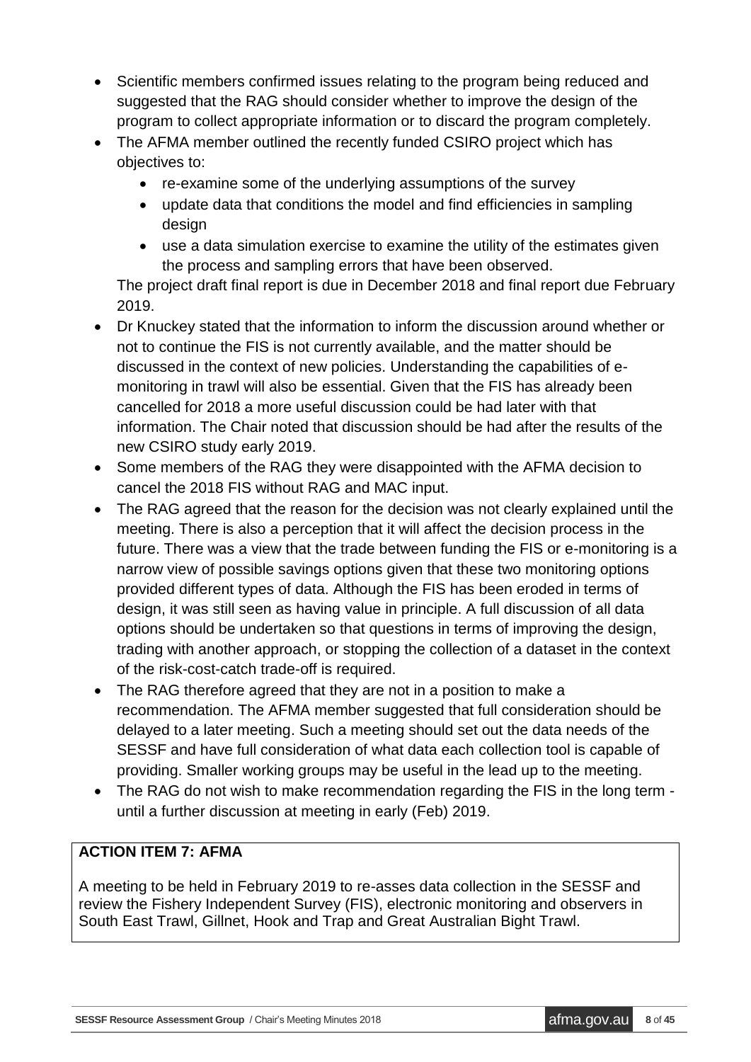- Scientific members confirmed issues relating to the program being reduced and suggested that the RAG should consider whether to improve the design of the program to collect appropriate information or to discard the program completely.
- The AFMA member outlined the recently funded CSIRO project which has objectives to:
  - re-examine some of the underlying assumptions of the survey
  - update data that conditions the model and find efficiencies in sampling design
  - use a data simulation exercise to examine the utility of the estimates given the process and sampling errors that have been observed.

  The project draft final report is due in December 2018 and final report due February 2019.
- Dr Knuckey stated that the information to inform the discussion around whether or not to continue the FIS is not currently available, and the matter should be discussed in the context of new policies. Understanding the capabilities of e-monitoring in trawl will also be essential. Given that the FIS has already been cancelled for 2018 a more useful discussion could be had later with that information. The Chair noted that discussion should be had after the results of the new CSIRO study early 2019.
- Some members of the RAG they were disappointed with the AFMA decision to cancel the 2018 FIS without RAG and MAC input.
- The RAG agreed that the reason for the decision was not clearly explained until the meeting. There is also a perception that it will affect the decision process in the future. There was a view that the trade between funding the FIS or e-monitoring is a narrow view of possible savings options given that these two monitoring options provided different types of data. Although the FIS has been eroded in terms of design, it was still seen as having value in principle. A full discussion of all data options should be undertaken so that questions in terms of improving the design, trading with another approach, or stopping the collection of a dataset in the context of the risk-cost-catch trade-off is required.
- The RAG therefore agreed that they are not in a position to make a recommendation. The AFMA member suggested that full consideration should be delayed to a later meeting. Such a meeting should set out the data needs of the SESSF and have full consideration of what data each collection tool is capable of providing. Smaller working groups may be useful in the lead up to the meeting.
- The RAG do not wish to make recommendation regarding the FIS in the long term - until a further discussion at meeting in early (Feb) 2019.

**ACTION ITEM 7: AFMA**

A meeting to be held in February 2019 to re-asses data collection in the SESSF and review the Fishery Independent Survey (FIS), electronic monitoring and observers in South East Trawl, Gillnet, Hook and Trap and Great Australian Bight Trawl.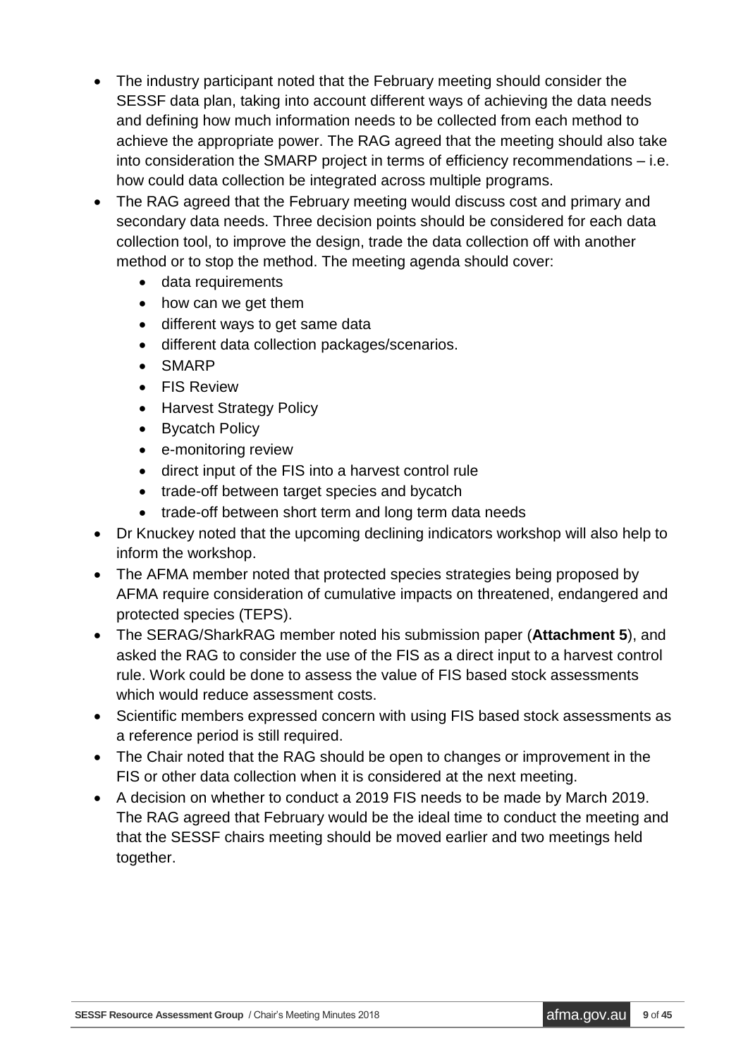- The industry participant noted that the February meeting should consider the SESSF data plan, taking into account different ways of achieving the data needs and defining how much information needs to be collected from each method to achieve the appropriate power. The RAG agreed that the meeting should also take into consideration the SMARP project in terms of efficiency recommendations – i.e. how could data collection be integrated across multiple programs.
- The RAG agreed that the February meeting would discuss cost and primary and secondary data needs. Three decision points should be considered for each data collection tool, to improve the design, trade the data collection off with another method or to stop the method. The meeting agenda should cover:
  - data requirements
  - how can we get them
  - different ways to get same data
  - different data collection packages/scenarios.
  - SMARP
  - FIS Review
  - Harvest Strategy Policy
  - Bycatch Policy
  - e-monitoring review
  - direct input of the FIS into a harvest control rule
  - trade-off between target species and bycatch
  - trade-off between short term and long term data needs
- Dr Knuckey noted that the upcoming declining indicators workshop will also help to inform the workshop.
- The AFMA member noted that protected species strategies being proposed by AFMA require consideration of cumulative impacts on threatened, endangered and protected species (TEPS).
- The SERAG/SharkRAG member noted his submission paper (**Attachment 5**), and asked the RAG to consider the use of the FIS as a direct input to a harvest control rule. Work could be done to assess the value of FIS based stock assessments which would reduce assessment costs.
- Scientific members expressed concern with using FIS based stock assessments as a reference period is still required.
- The Chair noted that the RAG should be open to changes or improvement in the FIS or other data collection when it is considered at the next meeting.
- A decision on whether to conduct a 2019 FIS needs to be made by March 2019. The RAG agreed that February would be the ideal time to conduct the meeting and that the SESSF chairs meeting should be moved earlier and two meetings held together.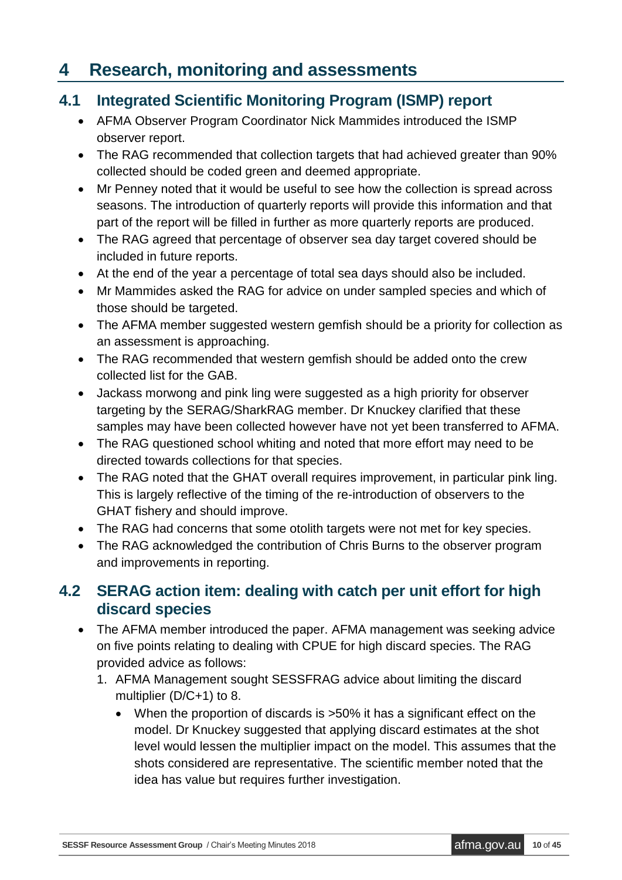# 4 Research, monitoring and assessments

## 4.1 Integrated Scientific Monitoring Program (ISMP) report

- AFMA Observer Program Coordinator Nick Mammides introduced the ISMP observer report.
- The RAG recommended that collection targets that had achieved greater than 90% collected should be coded green and deemed appropriate.
- Mr Penney noted that it would be useful to see how the collection is spread across seasons. The introduction of quarterly reports will provide this information and that part of the report will be filled in further as more quarterly reports are produced.
- The RAG agreed that percentage of observer sea day target covered should be included in future reports.
- At the end of the year a percentage of total sea days should also be included.
- Mr Mammides asked the RAG for advice on under sampled species and which of those should be targeted.
- The AFMA member suggested western gemfish should be a priority for collection as an assessment is approaching.
- The RAG recommended that western gemfish should be added onto the crew collected list for the GAB.
- Jackass morwong and pink ling were suggested as a high priority for observer targeting by the SERAG/SharkRAG member. Dr Knuckey clarified that these samples may have been collected however have not yet been transferred to AFMA.
- The RAG questioned school whiting and noted that more effort may need to be directed towards collections for that species.
- The RAG noted that the GHAT overall requires improvement, in particular pink ling. This is largely reflective of the timing of the re-introduction of observers to the GHAT fishery and should improve.
- The RAG had concerns that some otolith targets were not met for key species.
- The RAG acknowledged the contribution of Chris Burns to the observer program and improvements in reporting.

## 4.2 SERAG action item: dealing with catch per unit effort for high discard species

- The AFMA member introduced the paper. AFMA management was seeking advice on five points relating to dealing with CPUE for high discard species. The RAG provided advice as follows:
  1. AFMA Management sought SESSFRAG advice about limiting the discard multiplier (D/C+1) to 8.
     - When the proportion of discards is >50% it has a significant effect on the model. Dr Knuckey suggested that applying discard estimates at the shot level would lessen the multiplier impact on the model. This assumes that the shots considered are representative. The scientific member noted that the idea has value but requires further investigation.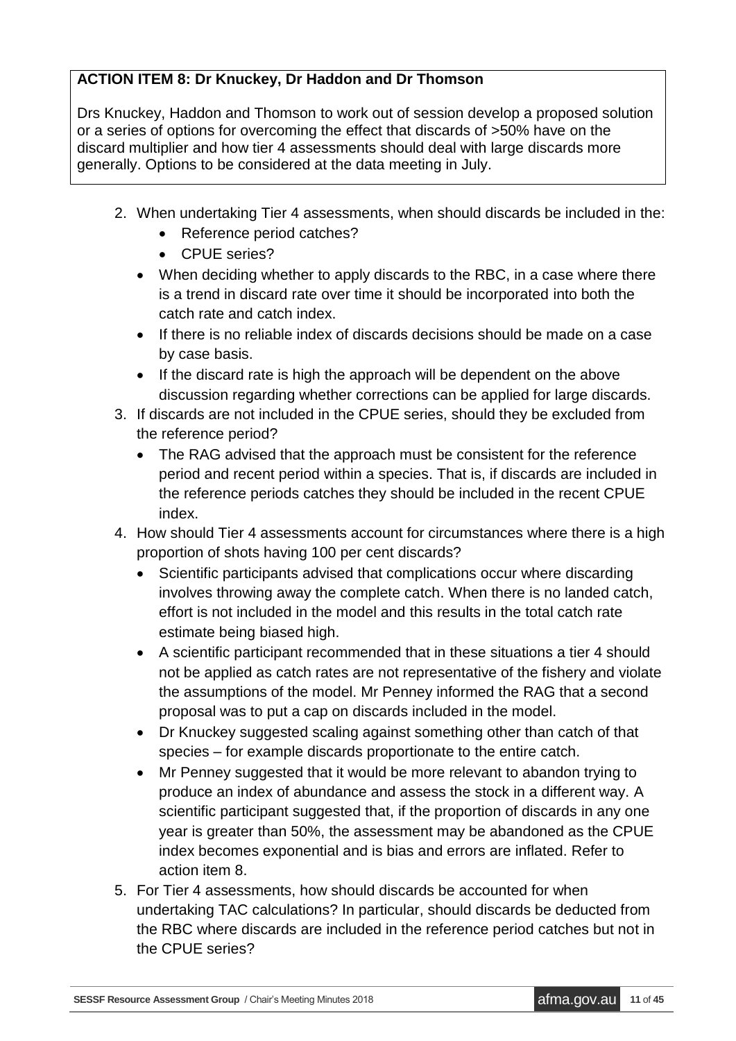**ACTION ITEM 8: Dr Knuckey, Dr Haddon and Dr Thomson**

Drs Knuckey, Haddon and Thomson to work out of session develop a proposed solution or a series of options for overcoming the effect that discards of >50% have on the discard multiplier and how tier 4 assessments should deal with large discards more generally. Options to be considered at the data meeting in July.

2. When undertaking Tier 4 assessments, when should discards be included in the:
   - Reference period catches?
   - CPUE series?
   - When deciding whether to apply discards to the RBC, in a case where there is a trend in discard rate over time it should be incorporated into both the catch rate and catch index.
   - If there is no reliable index of discards decisions should be made on a case by case basis.
   - If the discard rate is high the approach will be dependent on the above discussion regarding whether corrections can be applied for large discards.
3. If discards are not included in the CPUE series, should they be excluded from the reference period?
   - The RAG advised that the approach must be consistent for the reference period and recent period within a species. That is, if discards are included in the reference periods catches they should be included in the recent CPUE index.
4. How should Tier 4 assessments account for circumstances where there is a high proportion of shots having 100 per cent discards?
   - Scientific participants advised that complications occur where discarding involves throwing away the complete catch. When there is no landed catch, effort is not included in the model and this results in the total catch rate estimate being biased high.
   - A scientific participant recommended that in these situations a tier 4 should not be applied as catch rates are not representative of the fishery and violate the assumptions of the model. Mr Penney informed the RAG that a second proposal was to put a cap on discards included in the model.
   - Dr Knuckey suggested scaling against something other than catch of that species – for example discards proportionate to the entire catch.
   - Mr Penney suggested that it would be more relevant to abandon trying to produce an index of abundance and assess the stock in a different way. A scientific participant suggested that, if the proportion of discards in any one year is greater than 50%, the assessment may be abandoned as the CPUE index becomes exponential and is bias and errors are inflated. Refer to action item 8.
5. For Tier 4 assessments, how should discards be accounted for when undertaking TAC calculations? In particular, should discards be deducted from the RBC where discards are included in the reference period catches but not in the CPUE series?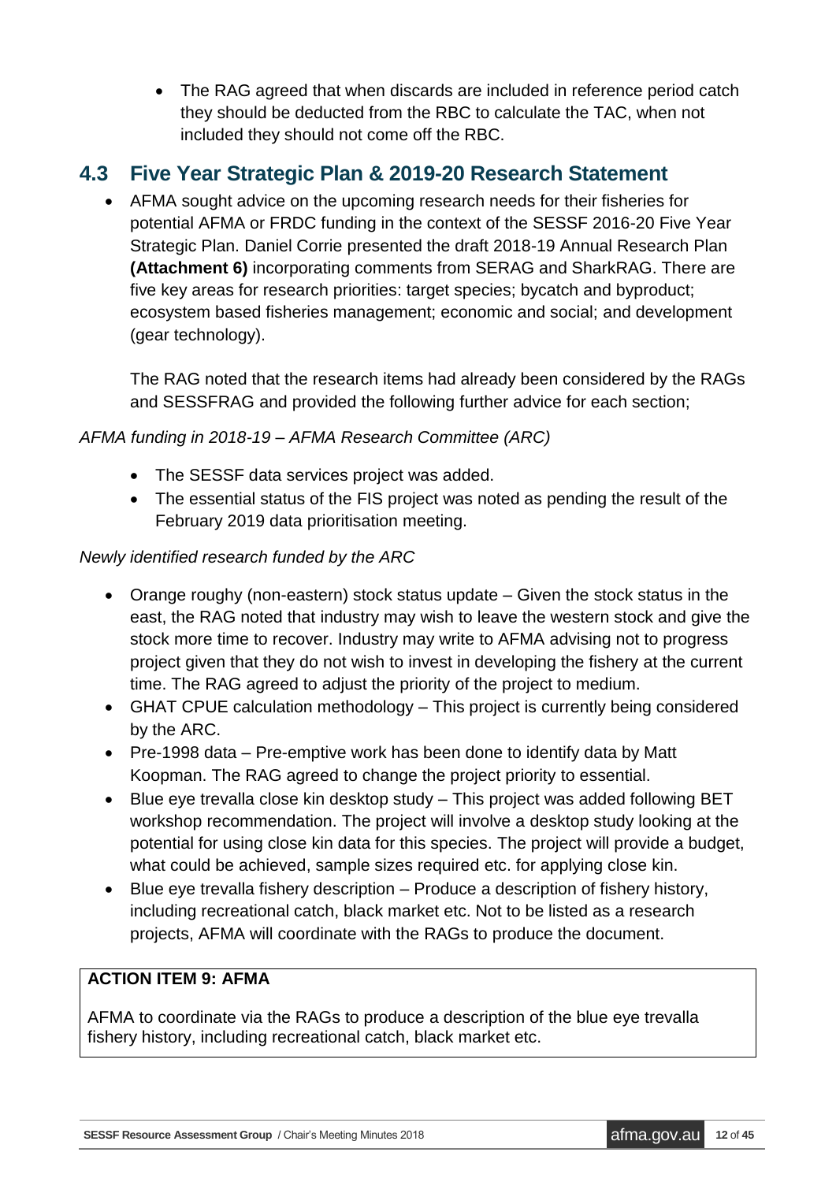- The RAG agreed that when discards are included in reference period catch they should be deducted from the RBC to calculate the TAC, when not included they should not come off the RBC.

## 4.3 Five Year Strategic Plan & 2019-20 Research Statement

- AFMA sought advice on the upcoming research needs for their fisheries for potential AFMA or FRDC funding in the context of the SESSF 2016-20 Five Year Strategic Plan. Daniel Corrie presented the draft 2018-19 Annual Research Plan **(Attachment 6)** incorporating comments from SERAG and SharkRAG. There are five key areas for research priorities: target species; bycatch and byproduct; ecosystem based fisheries management; economic and social; and development (gear technology).

  The RAG noted that the research items had already been considered by the RAGs and SESSFRAG and provided the following further advice for each section;

*AFMA funding in 2018-19 – AFMA Research Committee (ARC)*

- The SESSF data services project was added.
- The essential status of the FIS project was noted as pending the result of the February 2019 data prioritisation meeting.

*Newly identified research funded by the ARC*

- Orange roughy (non-eastern) stock status update – Given the stock status in the east, the RAG noted that industry may wish to leave the western stock and give the stock more time to recover. Industry may write to AFMA advising not to progress project given that they do not wish to invest in developing the fishery at the current time. The RAG agreed to adjust the priority of the project to medium.
- GHAT CPUE calculation methodology – This project is currently being considered by the ARC.
- Pre-1998 data – Pre-emptive work has been done to identify data by Matt Koopman. The RAG agreed to change the project priority to essential.
- Blue eye trevalla close kin desktop study – This project was added following BET workshop recommendation. The project will involve a desktop study looking at the potential for using close kin data for this species. The project will provide a budget, what could be achieved, sample sizes required etc. for applying close kin.
- Blue eye trevalla fishery description – Produce a description of fishery history, including recreational catch, black market etc. Not to be listed as a research projects, AFMA will coordinate with the RAGs to produce the document.

**ACTION ITEM 9: AFMA**

AFMA to coordinate via the RAGs to produce a description of the blue eye trevalla fishery history, including recreational catch, black market etc.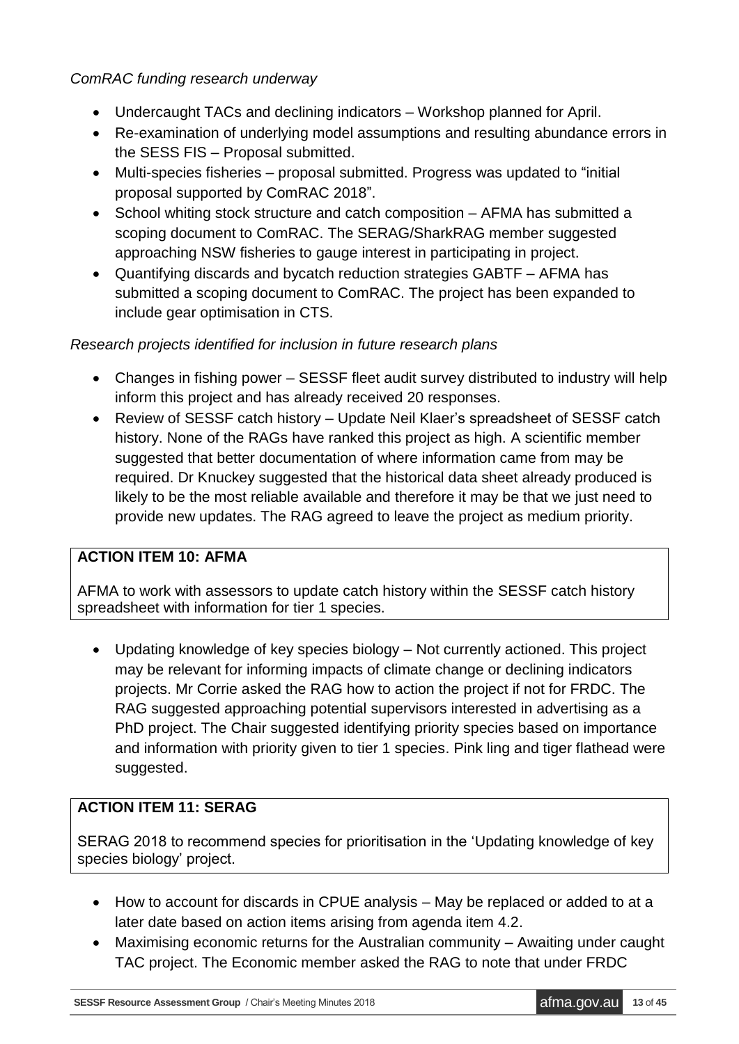*ComRAC funding research underway*

- Undercaught TACs and declining indicators – Workshop planned for April.
- Re-examination of underlying model assumptions and resulting abundance errors in the SESS FIS – Proposal submitted.
- Multi-species fisheries – proposal submitted. Progress was updated to "initial proposal supported by ComRAC 2018".
- School whiting stock structure and catch composition – AFMA has submitted a scoping document to ComRAC. The SERAG/SharkRAG member suggested approaching NSW fisheries to gauge interest in participating in project.
- Quantifying discards and bycatch reduction strategies GABTF – AFMA has submitted a scoping document to ComRAC. The project has been expanded to include gear optimisation in CTS.

*Research projects identified for inclusion in future research plans*

- Changes in fishing power – SESSF fleet audit survey distributed to industry will help inform this project and has already received 20 responses.
- Review of SESSF catch history – Update Neil Klaer's spreadsheet of SESSF catch history. None of the RAGs have ranked this project as high. A scientific member suggested that better documentation of where information came from may be required. Dr Knuckey suggested that the historical data sheet already produced is likely to be the most reliable available and therefore it may be that we just need to provide new updates. The RAG agreed to leave the project as medium priority.

**ACTION ITEM 10: AFMA**

AFMA to work with assessors to update catch history within the SESSF catch history spreadsheet with information for tier 1 species.

- Updating knowledge of key species biology – Not currently actioned. This project may be relevant for informing impacts of climate change or declining indicators projects. Mr Corrie asked the RAG how to action the project if not for FRDC. The RAG suggested approaching potential supervisors interested in advertising as a PhD project. The Chair suggested identifying priority species based on importance and information with priority given to tier 1 species. Pink ling and tiger flathead were suggested.

**ACTION ITEM 11: SERAG**

SERAG 2018 to recommend species for prioritisation in the 'Updating knowledge of key species biology' project.

- How to account for discards in CPUE analysis – May be replaced or added to at a later date based on action items arising from agenda item 4.2.
- Maximising economic returns for the Australian community – Awaiting under caught TAC project. The Economic member asked the RAG to note that under FRDC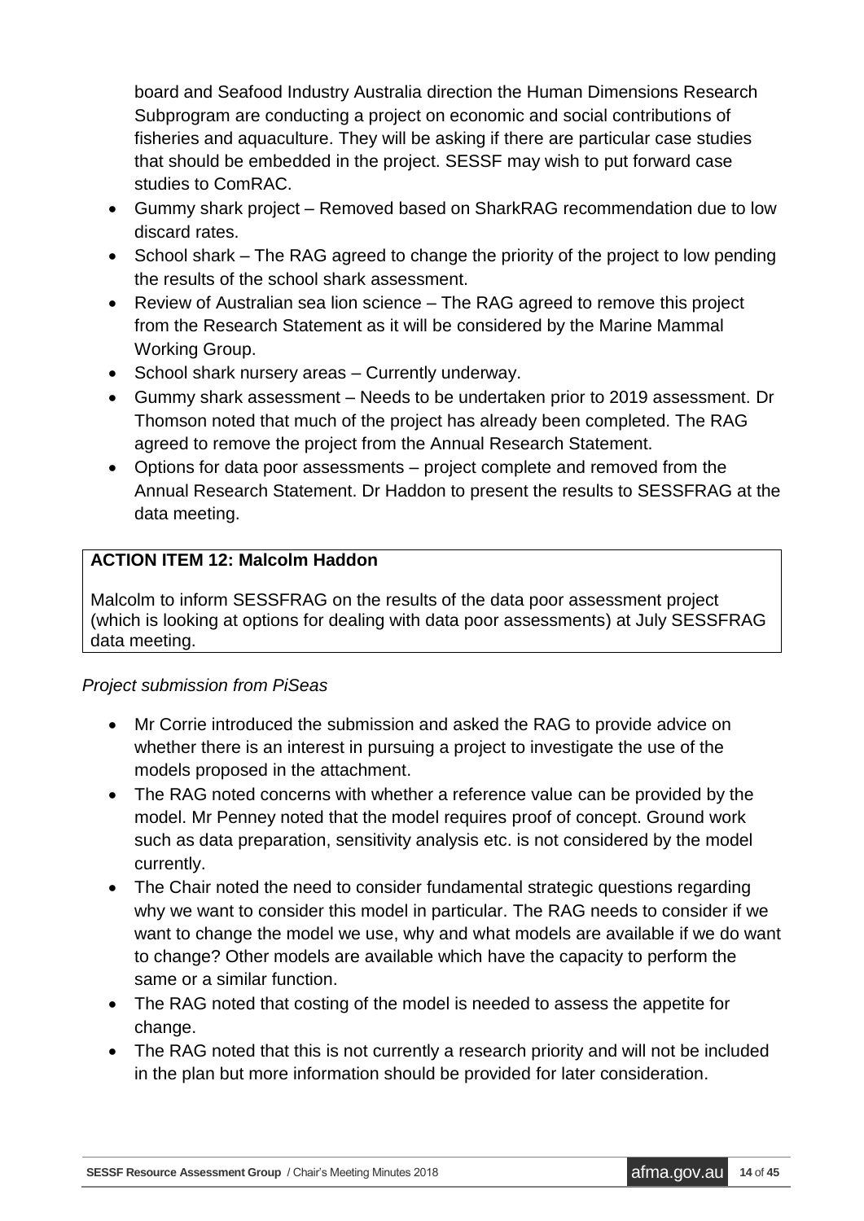board and Seafood Industry Australia direction the Human Dimensions Research Subprogram are conducting a project on economic and social contributions of fisheries and aquaculture. They will be asking if there are particular case studies that should be embedded in the project. SESSF may wish to put forward case studies to ComRAC.

- Gummy shark project – Removed based on SharkRAG recommendation due to low discard rates.
- School shark – The RAG agreed to change the priority of the project to low pending the results of the school shark assessment.
- Review of Australian sea lion science – The RAG agreed to remove this project from the Research Statement as it will be considered by the Marine Mammal Working Group.
- School shark nursery areas – Currently underway.
- Gummy shark assessment – Needs to be undertaken prior to 2019 assessment. Dr Thomson noted that much of the project has already been completed. The RAG agreed to remove the project from the Annual Research Statement.
- Options for data poor assessments – project complete and removed from the Annual Research Statement. Dr Haddon to present the results to SESSFRAG at the data meeting.

**ACTION ITEM 12: Malcolm Haddon**

Malcolm to inform SESSFRAG on the results of the data poor assessment project (which is looking at options for dealing with data poor assessments) at July SESSFRAG data meeting.

*Project submission from PiSeas*

- Mr Corrie introduced the submission and asked the RAG to provide advice on whether there is an interest in pursuing a project to investigate the use of the models proposed in the attachment.
- The RAG noted concerns with whether a reference value can be provided by the model. Mr Penney noted that the model requires proof of concept. Ground work such as data preparation, sensitivity analysis etc. is not considered by the model currently.
- The Chair noted the need to consider fundamental strategic questions regarding why we want to consider this model in particular. The RAG needs to consider if we want to change the model we use, why and what models are available if we do want to change? Other models are available which have the capacity to perform the same or a similar function.
- The RAG noted that costing of the model is needed to assess the appetite for change.
- The RAG noted that this is not currently a research priority and will not be included in the plan but more information should be provided for later consideration.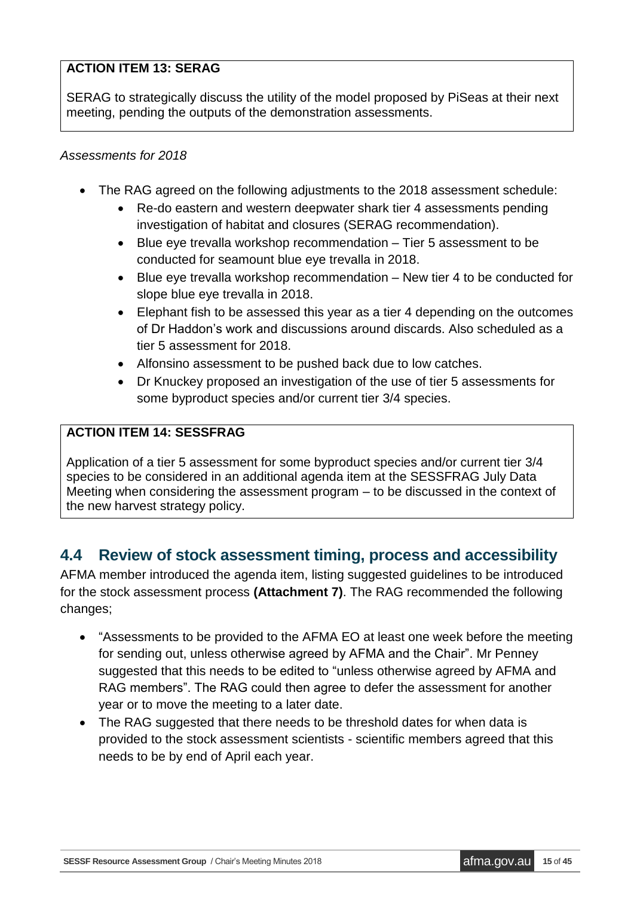**ACTION ITEM 13: SERAG**

SERAG to strategically discuss the utility of the model proposed by PiSeas at their next meeting, pending the outputs of the demonstration assessments.

*Assessments for 2018*

- The RAG agreed on the following adjustments to the 2018 assessment schedule:
  - Re-do eastern and western deepwater shark tier 4 assessments pending investigation of habitat and closures (SERAG recommendation).
  - Blue eye trevalla workshop recommendation – Tier 5 assessment to be conducted for seamount blue eye trevalla in 2018.
  - Blue eye trevalla workshop recommendation – New tier 4 to be conducted for slope blue eye trevalla in 2018.
  - Elephant fish to be assessed this year as a tier 4 depending on the outcomes of Dr Haddon's work and discussions around discards. Also scheduled as a tier 5 assessment for 2018.
  - Alfonsino assessment to be pushed back due to low catches.
  - Dr Knuckey proposed an investigation of the use of tier 5 assessments for some byproduct species and/or current tier 3/4 species.

**ACTION ITEM 14: SESSFRAG**

Application of a tier 5 assessment for some byproduct species and/or current tier 3/4 species to be considered in an additional agenda item at the SESSFRAG July Data Meeting when considering the assessment program – to be discussed in the context of the new harvest strategy policy.

## 4.4 Review of stock assessment timing, process and accessibility

AFMA member introduced the agenda item, listing suggested guidelines to be introduced for the stock assessment process **(Attachment 7)**. The RAG recommended the following changes;

- "Assessments to be provided to the AFMA EO at least one week before the meeting for sending out, unless otherwise agreed by AFMA and the Chair". Mr Penney suggested that this needs to be edited to "unless otherwise agreed by AFMA and RAG members". The RAG could then agree to defer the assessment for another year or to move the meeting to a later date.
- The RAG suggested that there needs to be threshold dates for when data is provided to the stock assessment scientists - scientific members agreed that this needs to be by end of April each year.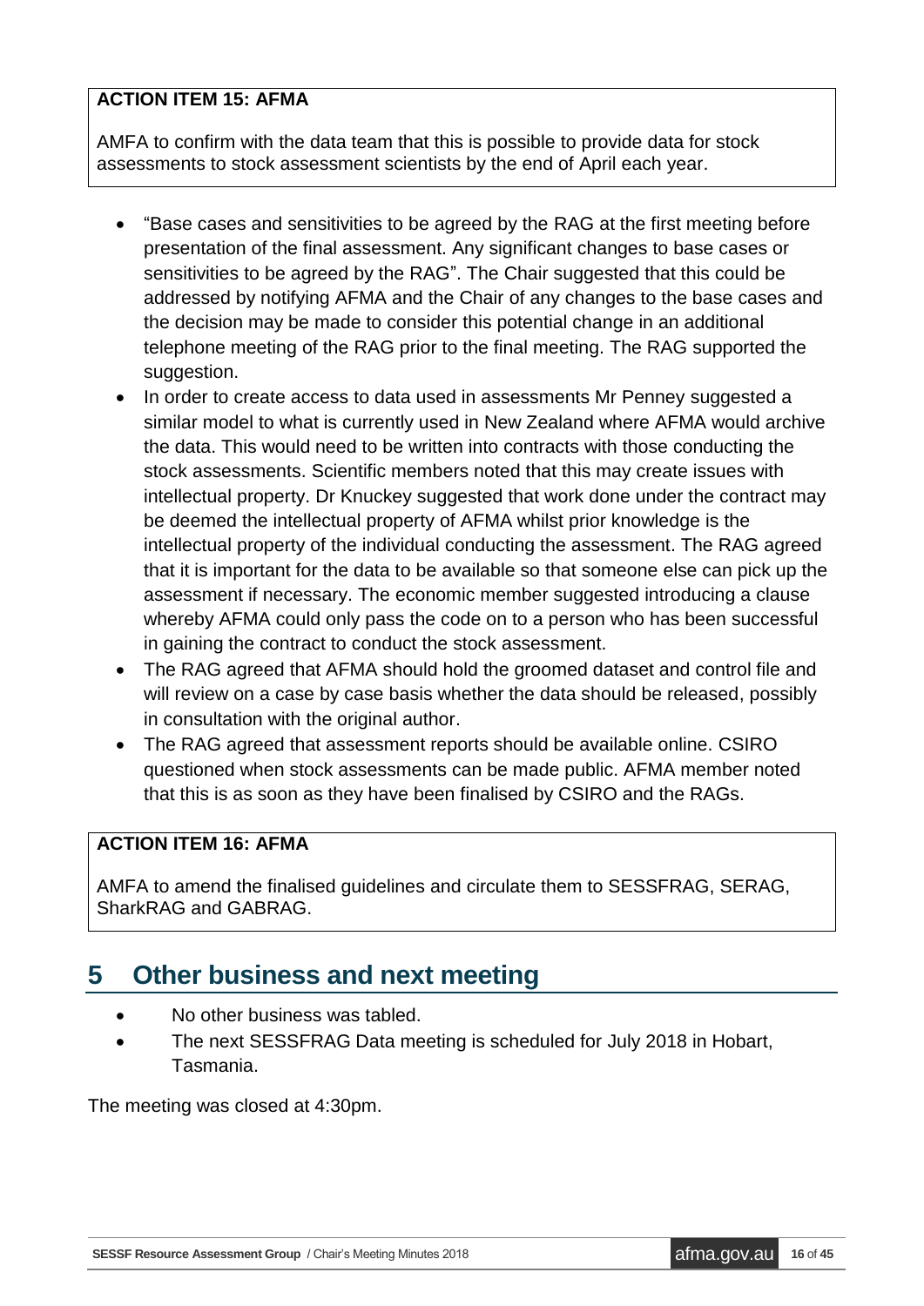**ACTION ITEM 15: AFMA**

AMFA to confirm with the data team that this is possible to provide data for stock assessments to stock assessment scientists by the end of April each year.

- "Base cases and sensitivities to be agreed by the RAG at the first meeting before presentation of the final assessment. Any significant changes to base cases or sensitivities to be agreed by the RAG". The Chair suggested that this could be addressed by notifying AFMA and the Chair of any changes to the base cases and the decision may be made to consider this potential change in an additional telephone meeting of the RAG prior to the final meeting. The RAG supported the suggestion.
- In order to create access to data used in assessments Mr Penney suggested a similar model to what is currently used in New Zealand where AFMA would archive the data. This would need to be written into contracts with those conducting the stock assessments. Scientific members noted that this may create issues with intellectual property. Dr Knuckey suggested that work done under the contract may be deemed the intellectual property of AFMA whilst prior knowledge is the intellectual property of the individual conducting the assessment. The RAG agreed that it is important for the data to be available so that someone else can pick up the assessment if necessary. The economic member suggested introducing a clause whereby AFMA could only pass the code on to a person who has been successful in gaining the contract to conduct the stock assessment.
- The RAG agreed that AFMA should hold the groomed dataset and control file and will review on a case by case basis whether the data should be released, possibly in consultation with the original author.
- The RAG agreed that assessment reports should be available online. CSIRO questioned when stock assessments can be made public. AFMA member noted that this is as soon as they have been finalised by CSIRO and the RAGs.

**ACTION ITEM 16: AFMA**

AMFA to amend the finalised guidelines and circulate them to SESSFRAG, SERAG, SharkRAG and GABRAG.

# 5 Other business and next meeting

- No other business was tabled.
- The next SESSFRAG Data meeting is scheduled for July 2018 in Hobart, Tasmania.

The meeting was closed at 4:30pm.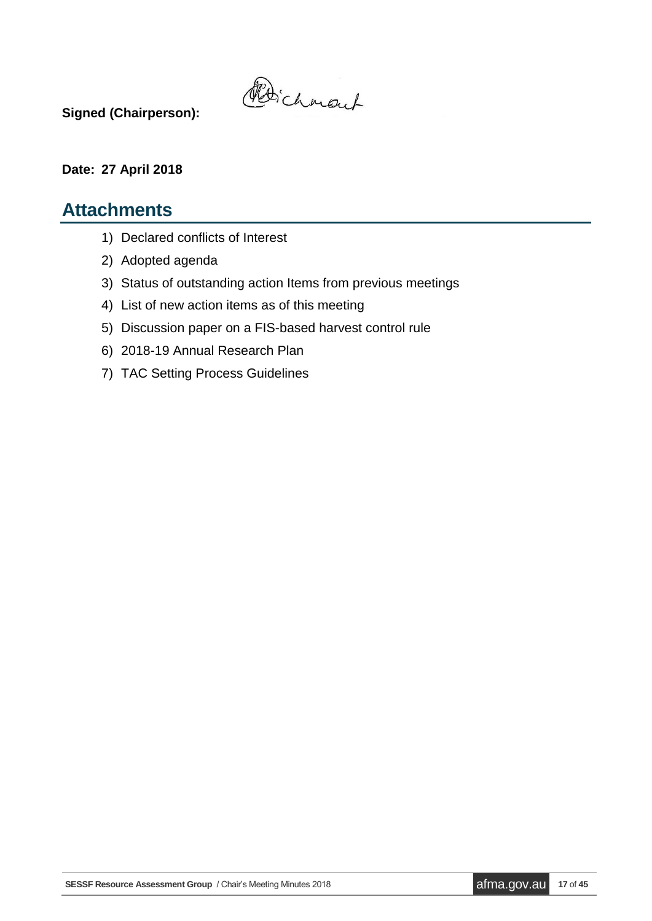**Signed (Chairperson):**

**Date: 27 April 2018**

# Attachments

1) Declared conflicts of Interest
2) Adopted agenda
3) Status of outstanding action Items from previous meetings
4) List of new action items as of this meeting
5) Discussion paper on a FIS-based harvest control rule
6) 2018-19 Annual Research Plan
7) TAC Setting Process Guidelines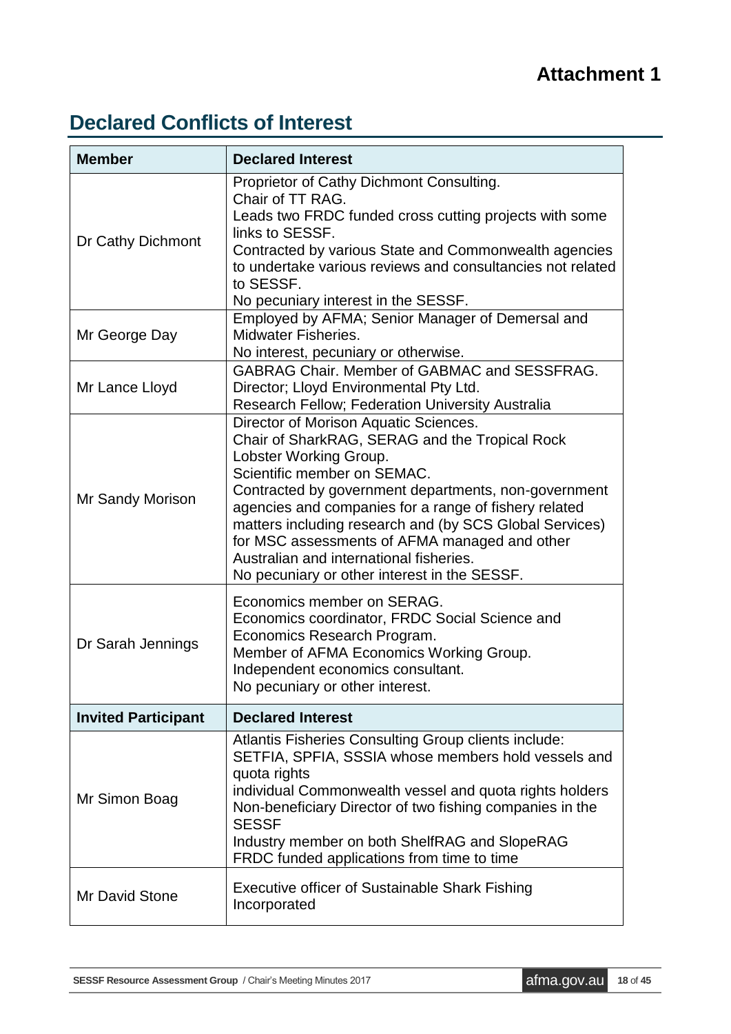**Attachment 1**

## Declared Conflicts of Interest

| Member | Declared Interest |
|---|---|
| Dr Cathy Dichmont | Proprietor of Cathy Dichmont Consulting.<br>Chair of TT RAG.<br>Leads two FRDC funded cross cutting projects with some links to SESSF.<br>Contracted by various State and Commonwealth agencies to undertake various reviews and consultancies not related to SESSF.<br>No pecuniary interest in the SESSF. |
| Mr George Day | Employed by AFMA; Senior Manager of Demersal and Midwater Fisheries.<br>No interest, pecuniary or otherwise. |
| Mr Lance Lloyd | GABRAG Chair. Member of GABMAC and SESSFRAG.<br>Director; Lloyd Environmental Pty Ltd.<br>Research Fellow; Federation University Australia |
| Mr Sandy Morison | Director of Morison Aquatic Sciences.<br>Chair of SharkRAG, SERAG and the Tropical Rock Lobster Working Group.<br>Scientific member on SEMAC.<br>Contracted by government departments, non-government agencies and companies for a range of fishery related matters including research and (by SCS Global Services) for MSC assessments of AFMA managed and other Australian and international fisheries.<br>No pecuniary or other interest in the SESSF. |
| Dr Sarah Jennings | Economics member on SERAG.<br>Economics coordinator, FRDC Social Science and Economics Research Program.<br>Member of AFMA Economics Working Group.<br>Independent economics consultant.<br>No pecuniary or other interest. |
| **Invited Participant** | **Declared Interest** |
| Mr Simon Boag | Atlantis Fisheries Consulting Group clients include:<br>SETFIA, SPFIA, SSSIA whose members hold vessels and quota rights<br>individual Commonwealth vessel and quota rights holders<br>Non-beneficiary Director of two fishing companies in the SESSF<br>Industry member on both ShelfRAG and SlopeRAG<br>FRDC funded applications from time to time |
| Mr David Stone | Executive officer of Sustainable Shark Fishing Incorporated |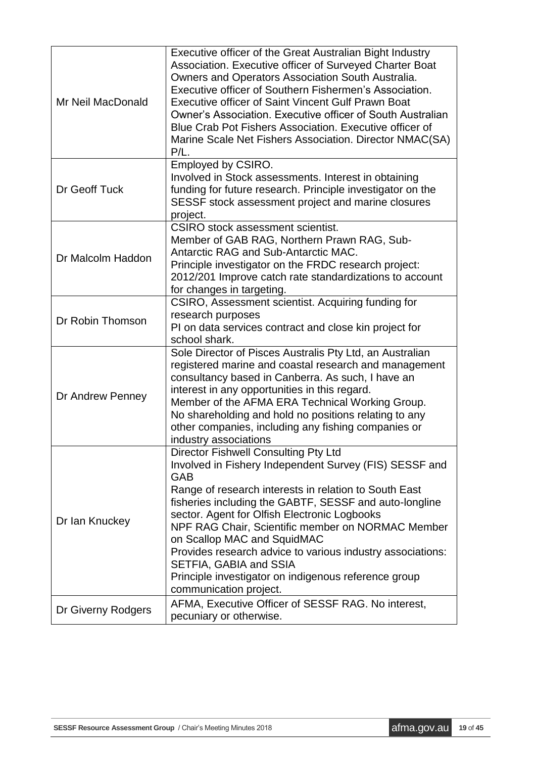| | |
|---|---|
| Mr Neil MacDonald | Executive officer of the Great Australian Bight Industry Association. Executive officer of Surveyed Charter Boat Owners and Operators Association South Australia. Executive officer of Southern Fishermen's Association. Executive officer of Saint Vincent Gulf Prawn Boat Owner's Association. Executive officer of South Australian Blue Crab Pot Fishers Association. Executive officer of Marine Scale Net Fishers Association. Director NMAC(SA) P/L. |
| Dr Geoff Tuck | Employed by CSIRO.<br>Involved in Stock assessments. Interest in obtaining funding for future research. Principle investigator on the SESSF stock assessment project and marine closures project. |
| Dr Malcolm Haddon | CSIRO stock assessment scientist.<br>Member of GAB RAG, Northern Prawn RAG, Sub-Antarctic RAG and Sub-Antarctic MAC.<br>Principle investigator on the FRDC research project: 2012/201 Improve catch rate standardizations to account for changes in targeting. |
| Dr Robin Thomson | CSIRO, Assessment scientist. Acquiring funding for research purposes<br>PI on data services contract and close kin project for school shark. |
| Dr Andrew Penney | Sole Director of Pisces Australis Pty Ltd, an Australian registered marine and coastal research and management consultancy based in Canberra. As such, I have an interest in any opportunities in this regard.<br>Member of the AFMA ERA Technical Working Group.<br>No shareholding and hold no positions relating to any other companies, including any fishing companies or industry associations |
| Dr Ian Knuckey | Director Fishwell Consulting Pty Ltd<br>Involved in Fishery Independent Survey (FIS) SESSF and GAB<br>Range of research interests in relation to South East fisheries including the GABTF, SESSF and auto-longline sector. Agent for Olfish Electronic Logbooks<br>NPF RAG Chair, Scientific member on NORMAC Member on Scallop MAC and SquidMAC<br>Provides research advice to various industry associations: SETFIA, GABIA and SSIA<br>Principle investigator on indigenous reference group communication project. |
| Dr Giverny Rodgers | AFMA, Executive Officer of SESSF RAG. No interest, pecuniary or otherwise. |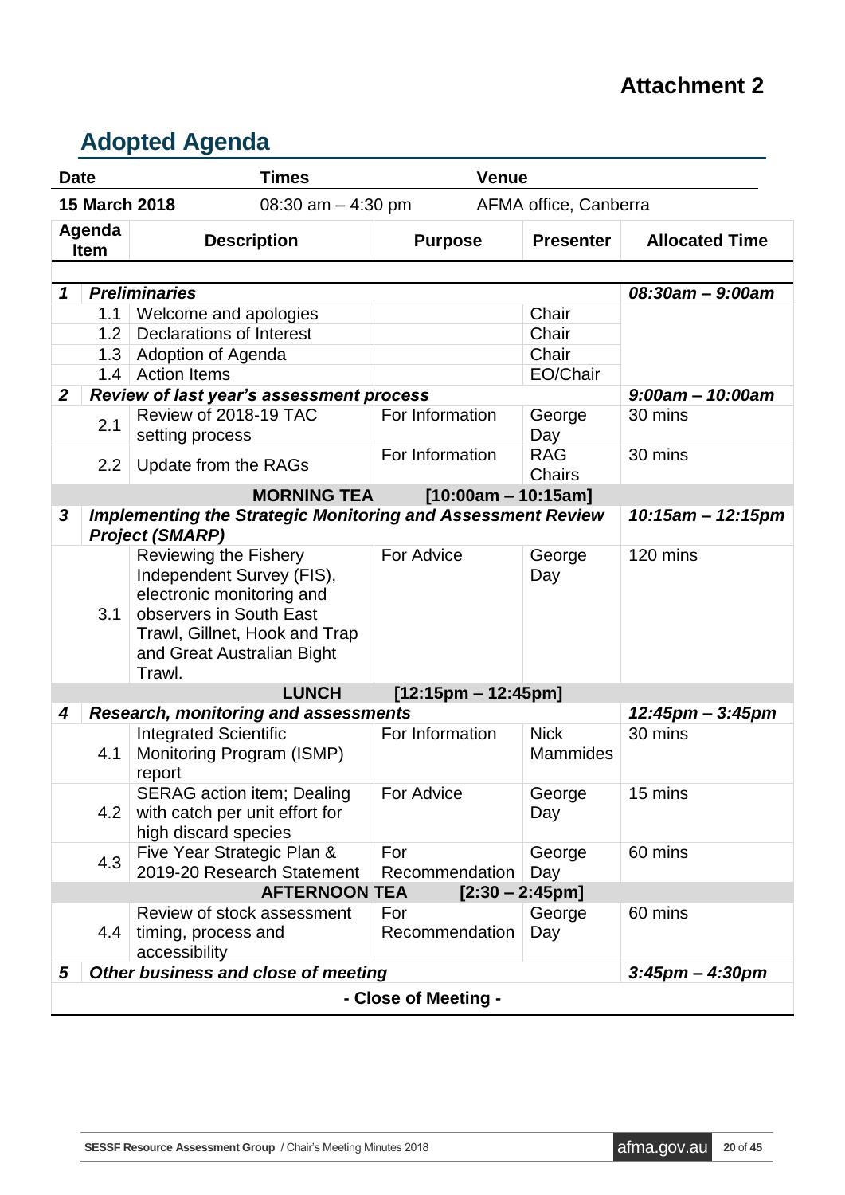# Attachment 2

## Adopted Agenda

| Date | Times | Venue |
|---|---|---|
| **15 March 2018** | 08:30 am – 4:30 pm | AFMA office, Canberra |

| Agenda Item | | Description | Purpose | Presenter | Allocated Time |
|---|---|---|---|---|---|
| ***1*** | ***Preliminaries*** | | | | ***08:30am – 9:00am*** |
| | 1.1 | Welcome and apologies | | Chair | |
| | 1.2 | Declarations of Interest | | Chair | |
| | 1.3 | Adoption of Agenda | | Chair | |
| | 1.4 | Action Items | | EO/Chair | |
| ***2*** | ***Review of last year's assessment process*** | | | | ***9:00am – 10:00am*** |
| | 2.1 | Review of 2018-19 TAC setting process | For Information | George Day | 30 mins |
| | 2.2 | Update from the RAGs | For Information | RAG Chairs | 30 mins |
| | | **MORNING TEA** | **[10:00am – 10:15am]** | | |
| ***3*** | ***Implementing the Strategic Monitoring and Assessment Review Project (SMARP)*** | | | | ***10:15am – 12:15pm*** |
| | 3.1 | Reviewing the Fishery Independent Survey (FIS), electronic monitoring and observers in South East Trawl, Gillnet, Hook and Trap and Great Australian Bight Trawl. | For Advice | George Day | 120 mins |
| | | **LUNCH** | **[12:15pm – 12:45pm]** | | |
| ***4*** | ***Research, monitoring and assessments*** | | | | ***12:45pm – 3:45pm*** |
| | 4.1 | Integrated Scientific Monitoring Program (ISMP) report | For Information | Nick Mammides | 30 mins |
| | 4.2 | SERAG action item; Dealing with catch per unit effort for high discard species | For Advice | George Day | 15 mins |
| | 4.3 | Five Year Strategic Plan & 2019-20 Research Statement | For Recommendation | George Day | 60 mins |
| | | **AFTERNOON TEA** | **[2:30 – 2:45pm]** | | |
| | 4.4 | Review of stock assessment timing, process and accessibility | For Recommendation | George Day | 60 mins |
| ***5*** | ***Other business and close of meeting*** | | | | ***3:45pm – 4:30pm*** |
| | | **- Close of Meeting -** | | | |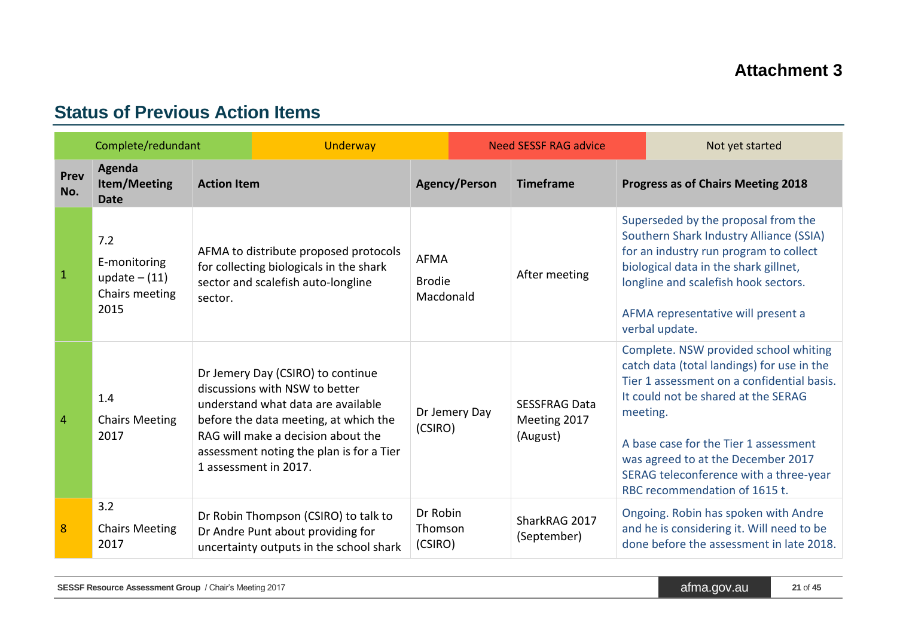# Attachment 3

## Status of Previous Action Items

| Complete/redundant | Underway | Need SESSF RAG advice | Not yet started |
|---|---|---|---|

| Prev No. | Agenda Item/Meeting Date | Action Item | Agency/Person | Timeframe | Progress as of Chairs Meeting 2018 |
|---|---|---|---|---|---|
| 1 | 7.2<br>E-monitoring update – (11) Chairs meeting 2015 | AFMA to distribute proposed protocols for collecting biologicals in the shark sector and scalefish auto-longline sector. | AFMA<br>Brodie Macdonald | After meeting | Superseded by the proposal from the Southern Shark Industry Alliance (SSIA) for an industry run program to collect biological data in the shark gillnet, longline and scalefish hook sectors.<br><br>AFMA representative will present a verbal update. |
| 4 | 1.4<br>Chairs Meeting 2017 | Dr Jemery Day (CSIRO) to continue discussions with NSW to better understand what data are available before the data meeting, at which the RAG will make a decision about the assessment noting the plan is for a Tier 1 assessment in 2017. | Dr Jemery Day (CSIRO) | SESSFRAG Data Meeting 2017 (August) | Complete. NSW provided school whiting catch data (total landings) for use in the Tier 1 assessment on a confidential basis. It could not be shared at the SERAG meeting.<br><br>A base case for the Tier 1 assessment was agreed to at the December 2017 SERAG teleconference with a three-year RBC recommendation of 1615 t. |
| 8 | 3.2<br>Chairs Meeting 2017 | Dr Robin Thompson (CSIRO) to talk to Dr Andre Punt about providing for uncertainty outputs in the school shark | Dr Robin Thomson (CSIRO) | SharkRAG 2017 (September) | Ongoing. Robin has spoken with Andre and he is considering it. Will need to be done before the assessment in late 2018. |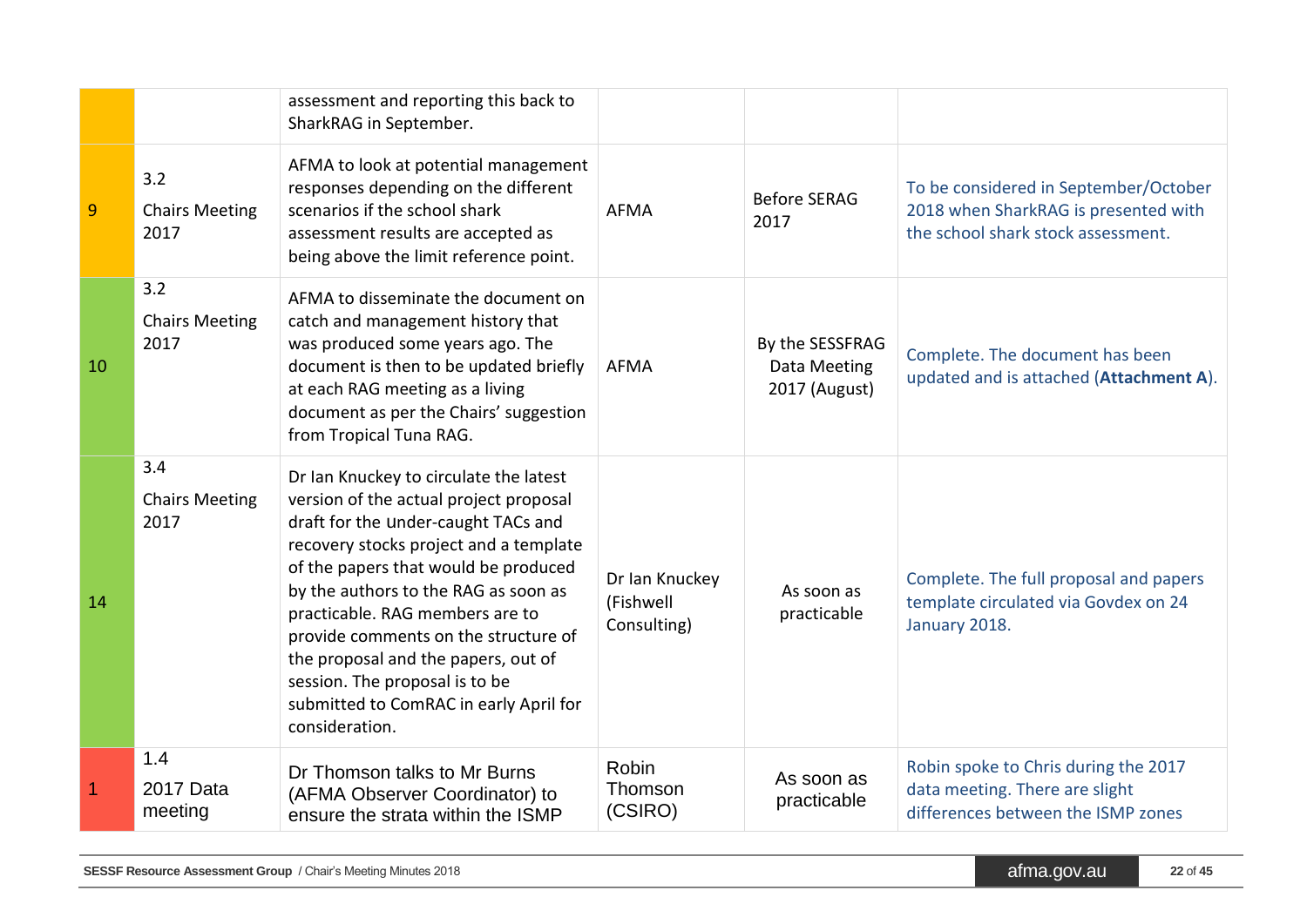| | | | | | |
|---|---|---|---|---|---|
| | | assessment and reporting this back to SharkRAG in September. | | | |
| 9 | 3.2 Chairs Meeting 2017 | AFMA to look at potential management responses depending on the different scenarios if the school shark assessment results are accepted as being above the limit reference point. | AFMA | Before SERAG 2017 | To be considered in September/October 2018 when SharkRAG is presented with the school shark stock assessment. |
| 10 | 3.2 Chairs Meeting 2017 | AFMA to disseminate the document on catch and management history that was produced some years ago. The document is then to be updated briefly at each RAG meeting as a living document as per the Chairs' suggestion from Tropical Tuna RAG. | AFMA | By the SESSFRAG Data Meeting 2017 (August) | Complete. The document has been updated and is attached (**Attachment A**). |
| 14 | 3.4 Chairs Meeting 2017 | Dr Ian Knuckey to circulate the latest version of the actual project proposal draft for the under-caught TACs and recovery stocks project and a template of the papers that would be produced by the authors to the RAG as soon as practicable. RAG members are to provide comments on the structure of the proposal and the papers, out of session. The proposal is to be submitted to ComRAC in early April for consideration. | Dr Ian Knuckey (Fishwell Consulting) | As soon as practicable | Complete. The full proposal and papers template circulated via Govdex on 24 January 2018. |
| 1 | 1.4 2017 Data meeting | Dr Thomson talks to Mr Burns (AFMA Observer Coordinator) to ensure the strata within the ISMP | Robin Thomson (CSIRO) | As soon as practicable | Robin spoke to Chris during the 2017 data meeting. There are slight differences between the ISMP zones |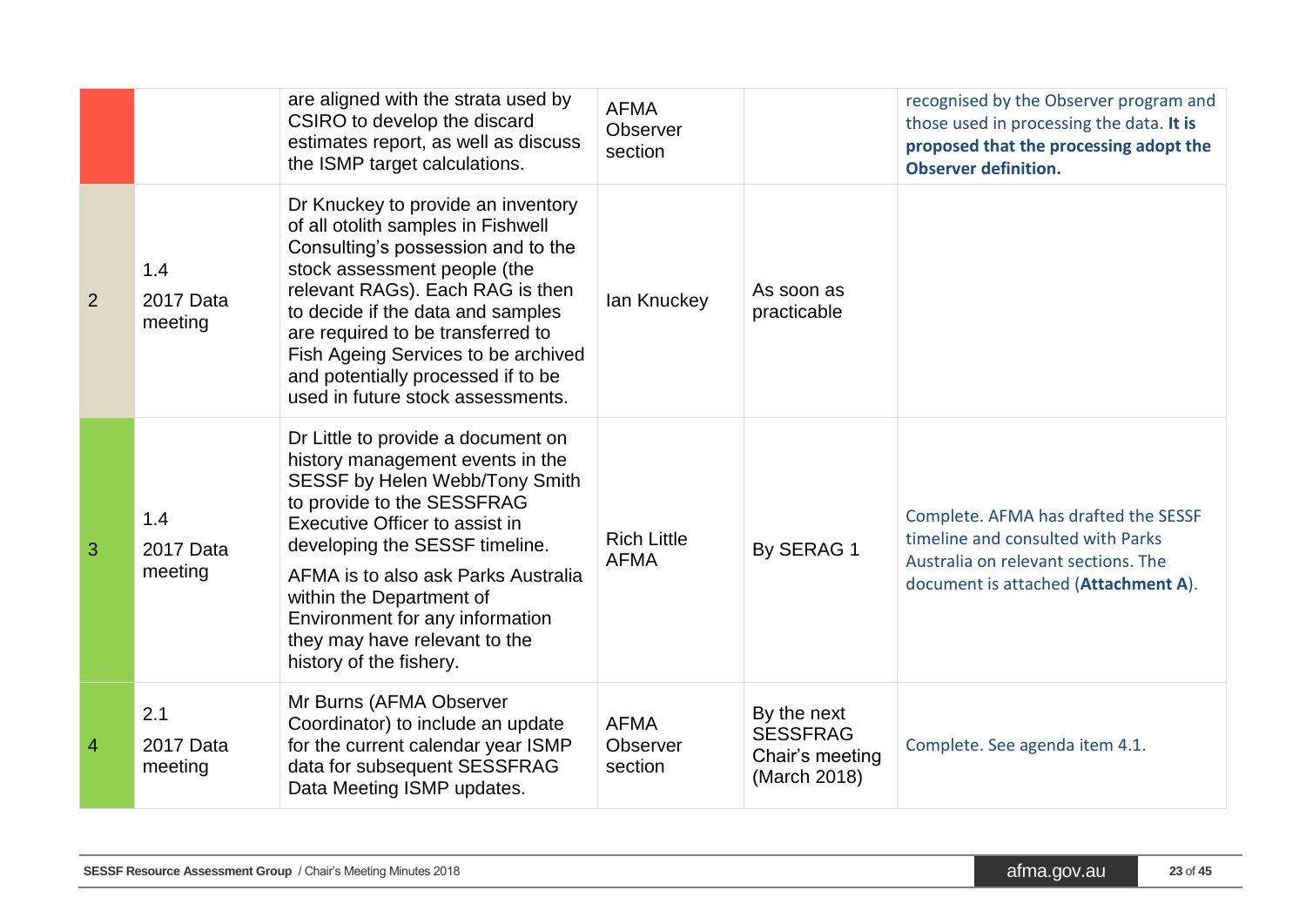|  |  | are aligned with the strata used by CSIRO to develop the discard estimates report, as well as discuss the ISMP target calculations. | AFMA Observer section |  | recognised by the Observer program and those used in processing the data. **It is proposed that the processing adopt the Observer definition.** |
|---|---|---|---|---|---|
| 2 | 1.4 2017 Data meeting | Dr Knuckey to provide an inventory of all otolith samples in Fishwell Consulting's possession and to the stock assessment people (the relevant RAGs). Each RAG is then to decide if the data and samples are required to be transferred to Fish Ageing Services to be archived and potentially processed if to be used in future stock assessments. | Ian Knuckey | As soon as practicable |  |
| 3 | 1.4 2017 Data meeting | Dr Little to provide a document on history management events in the SESSF by Helen Webb/Tony Smith to provide to the SESSFRAG Executive Officer to assist in developing the SESSF timeline. AFMA is to also ask Parks Australia within the Department of Environment for any information they may have relevant to the history of the fishery. | Rich Little AFMA | By SERAG 1 | Complete. AFMA has drafted the SESSF timeline and consulted with Parks Australia on relevant sections. The document is attached (**Attachment A**). |
| 4 | 2.1 2017 Data meeting | Mr Burns (AFMA Observer Coordinator) to include an update for the current calendar year ISMP data for subsequent SESSFRAG Data Meeting ISMP updates. | AFMA Observer section | By the next SESSFRAG Chair's meeting (March 2018) | Complete. See agenda item 4.1. |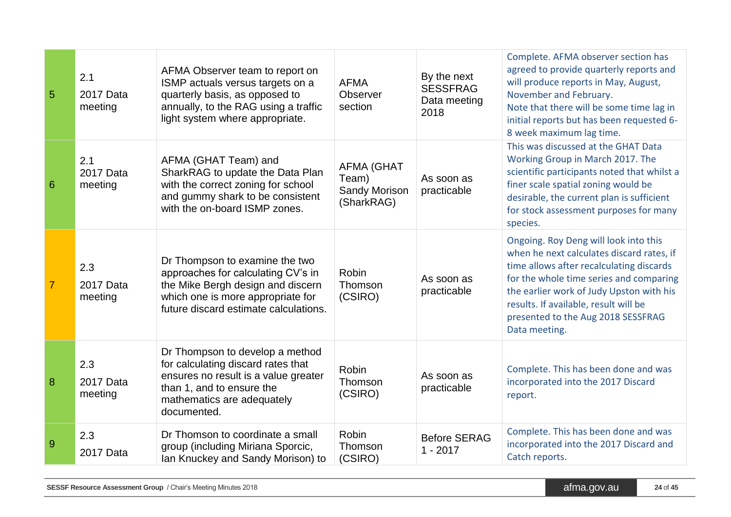| 5 | 2.1 2017 Data meeting | AFMA Observer team to report on ISMP actuals versus targets on a quarterly basis, as opposed to annually, to the RAG using a traffic light system where appropriate. | AFMA Observer section | By the next SESSFRAG Data meeting 2018 | Complete. AFMA observer section has agreed to provide quarterly reports and will produce reports in May, August, November and February. Note that there will be some time lag in initial reports but has been requested 6-8 week maximum lag time. |
|---|---|---|---|---|---|
| 6 | 2.1 2017 Data meeting | AFMA (GHAT Team) and SharkRAG to update the Data Plan with the correct zoning for school and gummy shark to be consistent with the on-board ISMP zones. | AFMA (GHAT Team) Sandy Morison (SharkRAG) | As soon as practicable | This was discussed at the GHAT Data Working Group in March 2017. The scientific participants noted that whilst a finer scale spatial zoning would be desirable, the current plan is sufficient for stock assessment purposes for many species. |
| 7 | 2.3 2017 Data meeting | Dr Thompson to examine the two approaches for calculating CV's in the Mike Bergh design and discern which one is more appropriate for future discard estimate calculations. | Robin Thomson (CSIRO) | As soon as practicable | Ongoing. Roy Deng will look into this when he next calculates discard rates, if time allows after recalculating discards for the whole time series and comparing the earlier work of Judy Upston with his results. If available, result will be presented to the Aug 2018 SESSFRAG Data meeting. |
| 8 | 2.3 2017 Data meeting | Dr Thompson to develop a method for calculating discard rates that ensures no result is a value greater than 1, and to ensure the mathematics are adequately documented. | Robin Thomson (CSIRO) | As soon as practicable | Complete. This has been done and was incorporated into the 2017 Discard report. |
| 9 | 2.3 2017 Data | Dr Thomson to coordinate a small group (including Miriana Sporcic, Ian Knuckey and Sandy Morison) to | Robin Thomson (CSIRO) | Before SERAG 1 - 2017 | Complete. This has been done and was incorporated into the 2017 Discard and Catch reports. |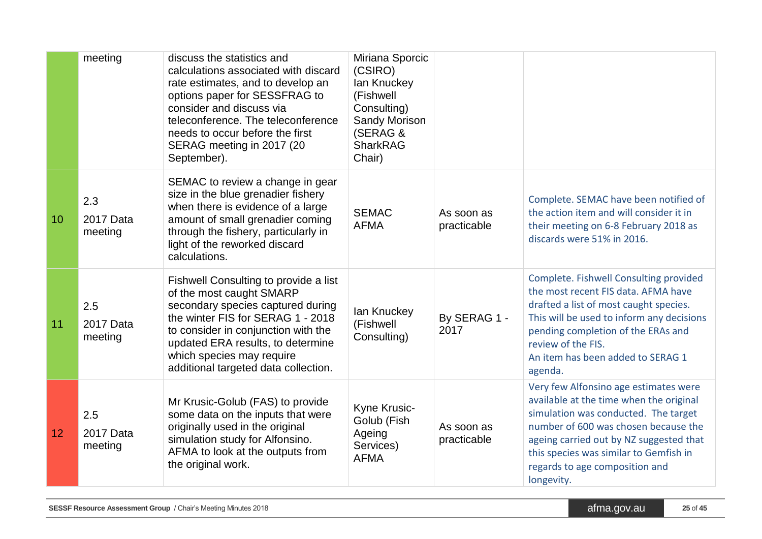|  |  |  |  |  |  |
|---|---|---|---|---|---|
|  | meeting | discuss the statistics and calculations associated with discard rate estimates, and to develop an options paper for SESSFRAG to consider and discuss via teleconference. The teleconference needs to occur before the first SERAG meeting in 2017 (20 September). | Miriana Sporcic (CSIRO) Ian Knuckey (Fishwell Consulting) Sandy Morison (SERAG & SharkRAG Chair) |  |  |
| 10 | 2.3 2017 Data meeting | SEMAC to review a change in gear size in the blue grenadier fishery when there is evidence of a large amount of small grenadier coming through the fishery, particularly in light of the reworked discard calculations. | SEMAC AFMA | As soon as practicable | Complete. SEMAC have been notified of the action item and will consider it in their meeting on 6-8 February 2018 as discards were 51% in 2016. |
| 11 | 2.5 2017 Data meeting | Fishwell Consulting to provide a list of the most caught SMARP secondary species captured during the winter FIS for SERAG 1 - 2018 to consider in conjunction with the updated ERA results, to determine which species may require additional targeted data collection. | Ian Knuckey (Fishwell Consulting) | By SERAG 1 - 2017 | Complete. Fishwell Consulting provided the most recent FIS data. AFMA have drafted a list of most caught species. This will be used to inform any decisions pending completion of the ERAs and review of the FIS. An item has been added to SERAG 1 agenda. |
| 12 | 2.5 2017 Data meeting | Mr Krusic-Golub (FAS) to provide some data on the inputs that were originally used in the original simulation study for Alfonsino. AFMA to look at the outputs from the original work. | Kyne Krusic-Golub (Fish Ageing Services) AFMA | As soon as practicable | Very few Alfonsino age estimates were available at the time when the original simulation was conducted. The target number of 600 was chosen because the ageing carried out by NZ suggested that this species was similar to Gemfish in regards to age composition and longevity. |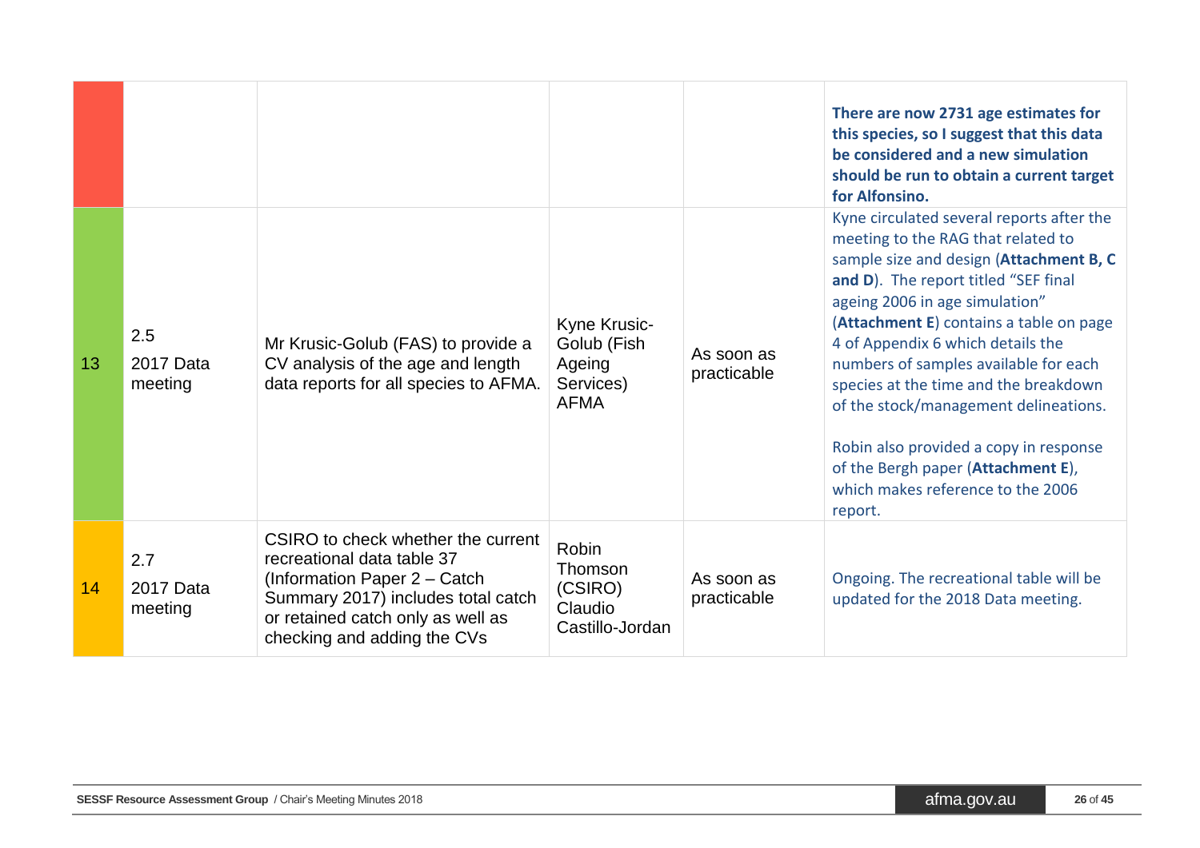| | | | | | |
|---|---|---|---|---|---|
| | | | | | **There are now 2731 age estimates for this species, so I suggest that this data be considered and a new simulation should be run to obtain a current target for Alfonsino.** |
| 13 | 2.5<br>2017 Data meeting | Mr Krusic-Golub (FAS) to provide a CV analysis of the age and length data reports for all species to AFMA. | Kyne Krusic-Golub (Fish Ageing Services)<br>AFMA | As soon as practicable | Kyne circulated several reports after the meeting to the RAG that related to sample size and design (**Attachment B, C and D**). The report titled "SEF final ageing 2006 in age simulation" (**Attachment E**) contains a table on page 4 of Appendix 6 which details the numbers of samples available for each species at the time and the breakdown of the stock/management delineations.<br><br>Robin also provided a copy in response of the Bergh paper (**Attachment E**), which makes reference to the 2006 report. |
| 14 | 2.7<br>2017 Data meeting | CSIRO to check whether the current recreational data table 37 (Information Paper 2 – Catch Summary 2017) includes total catch or retained catch only as well as checking and adding the CVs | Robin Thomson (CSIRO)<br>Claudio Castillo-Jordan | As soon as practicable | Ongoing. The recreational table will be updated for the 2018 Data meeting. |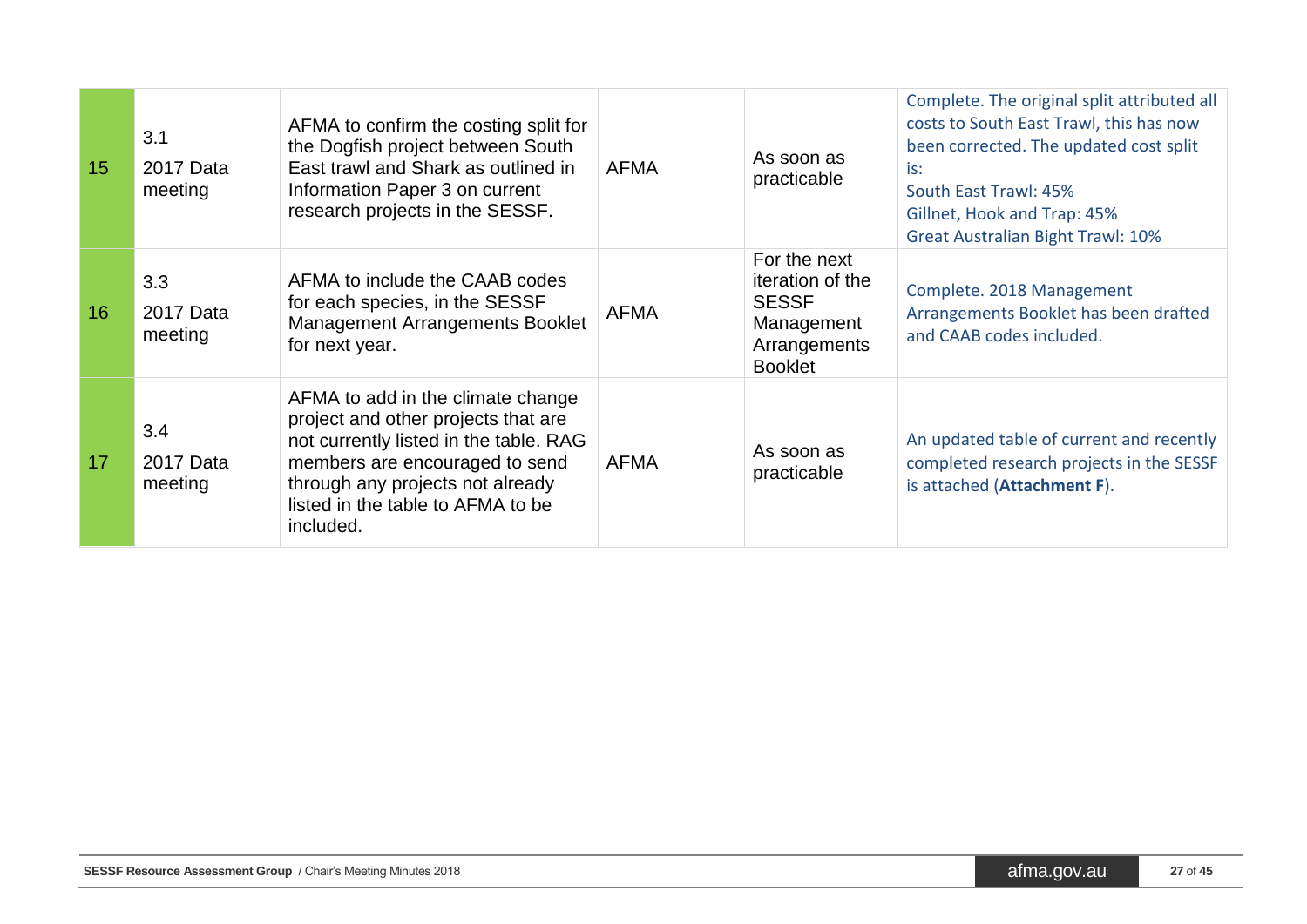| | | | | | |
|---|---|---|---|---|---|
| 15 | 3.1 2017 Data meeting | AFMA to confirm the costing split for the Dogfish project between South East trawl and Shark as outlined in Information Paper 3 on current research projects in the SESSF. | AFMA | As soon as practicable | Complete. The original split attributed all costs to South East Trawl, this has now been corrected. The updated cost split is:<br>South East Trawl: 45%<br>Gillnet, Hook and Trap: 45%<br>Great Australian Bight Trawl: 10% |
| 16 | 3.3 2017 Data meeting | AFMA to include the CAAB codes for each species, in the SESSF Management Arrangements Booklet for next year. | AFMA | For the next iteration of the SESSF Management Arrangements Booklet | Complete. 2018 Management Arrangements Booklet has been drafted and CAAB codes included. |
| 17 | 3.4 2017 Data meeting | AFMA to add in the climate change project and other projects that are not currently listed in the table. RAG members are encouraged to send through any projects not already listed in the table to AFMA to be included. | AFMA | As soon as practicable | An updated table of current and recently completed research projects in the SESSF is attached (**Attachment F**). |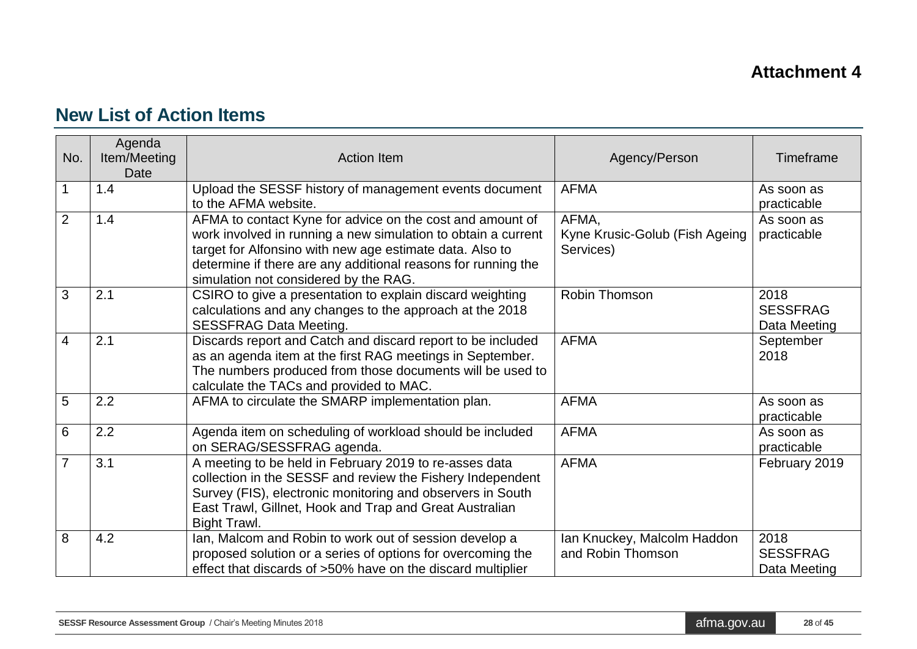**Attachment 4**

## New List of Action Items

| No. | Agenda Item/Meeting Date | Action Item | Agency/Person | Timeframe |
|---|---|---|---|---|
| 1 | 1.4 | Upload the SESSF history of management events document to the AFMA website. | AFMA | As soon as practicable |
| 2 | 1.4 | AFMA to contact Kyne for advice on the cost and amount of work involved in running a new simulation to obtain a current target for Alfonsino with new age estimate data. Also to determine if there are any additional reasons for running the simulation not considered by the RAG. | AFMA, Kyne Krusic-Golub (Fish Ageing Services) | As soon as practicable |
| 3 | 2.1 | CSIRO to give a presentation to explain discard weighting calculations and any changes to the approach at the 2018 SESSFRAG Data Meeting. | Robin Thomson | 2018 SESSFRAG Data Meeting |
| 4 | 2.1 | Discards report and Catch and discard report to be included as an agenda item at the first RAG meetings in September. The numbers produced from those documents will be used to calculate the TACs and provided to MAC. | AFMA | September 2018 |
| 5 | 2.2 | AFMA to circulate the SMARP implementation plan. | AFMA | As soon as practicable |
| 6 | 2.2 | Agenda item on scheduling of workload should be included on SERAG/SESSFRAG agenda. | AFMA | As soon as practicable |
| 7 | 3.1 | A meeting to be held in February 2019 to re-asses data collection in the SESSF and review the Fishery Independent Survey (FIS), electronic monitoring and observers in South East Trawl, Gillnet, Hook and Trap and Great Australian Bight Trawl. | AFMA | February 2019 |
| 8 | 4.2 | Ian, Malcom and Robin to work out of session develop a proposed solution or a series of options for overcoming the effect that discards of >50% have on the discard multiplier | Ian Knuckey, Malcolm Haddon and Robin Thomson | 2018 SESSFRAG Data Meeting |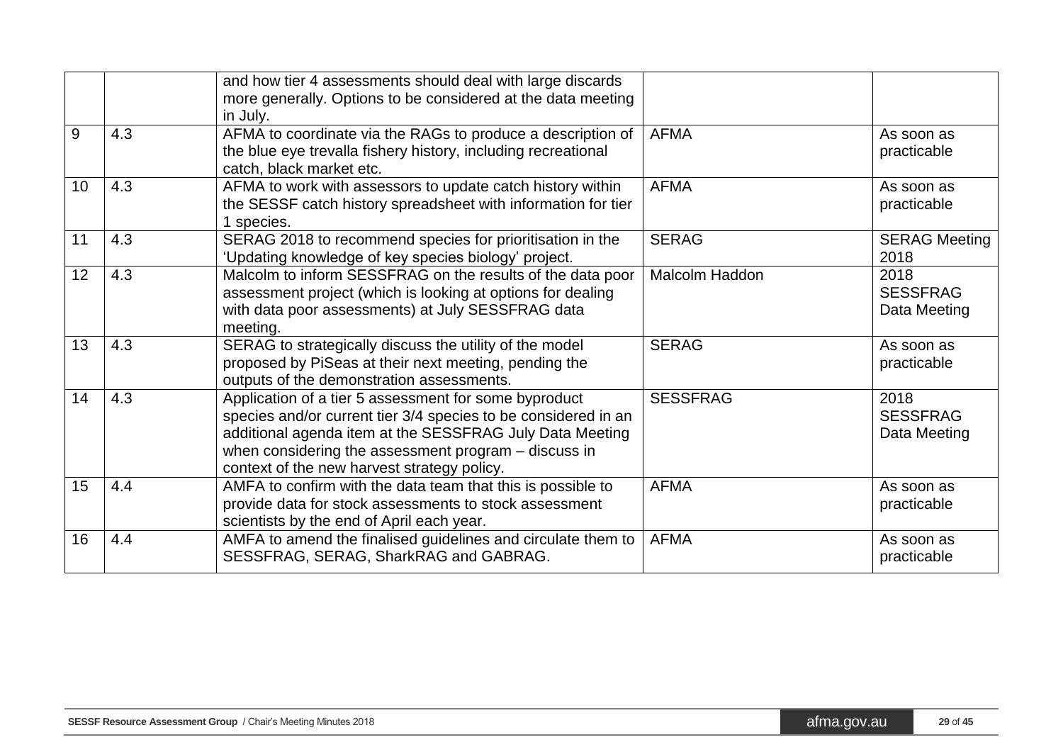| | | | | |
|---|---|---|---|---|
| | | and how tier 4 assessments should deal with large discards more generally. Options to be considered at the data meeting in July. | | |
| 9 | 4.3 | AFMA to coordinate via the RAGs to produce a description of the blue eye trevalla fishery history, including recreational catch, black market etc. | AFMA | As soon as practicable |
| 10 | 4.3 | AFMA to work with assessors to update catch history within the SESSF catch history spreadsheet with information for tier 1 species. | AFMA | As soon as practicable |
| 11 | 4.3 | SERAG 2018 to recommend species for prioritisation in the 'Updating knowledge of key species biology' project. | SERAG | SERAG Meeting 2018 |
| 12 | 4.3 | Malcolm to inform SESSFRAG on the results of the data poor assessment project (which is looking at options for dealing with data poor assessments) at July SESSFRAG data meeting. | Malcolm Haddon | 2018 SESSFRAG Data Meeting |
| 13 | 4.3 | SERAG to strategically discuss the utility of the model proposed by PiSeas at their next meeting, pending the outputs of the demonstration assessments. | SERAG | As soon as practicable |
| 14 | 4.3 | Application of a tier 5 assessment for some byproduct species and/or current tier 3/4 species to be considered in an additional agenda item at the SESSFRAG July Data Meeting when considering the assessment program – discuss in context of the new harvest strategy policy. | SESSFRAG | 2018 SESSFRAG Data Meeting |
| 15 | 4.4 | AMFA to confirm with the data team that this is possible to provide data for stock assessments to stock assessment scientists by the end of April each year. | AFMA | As soon as practicable |
| 16 | 4.4 | AMFA to amend the finalised guidelines and circulate them to SESSFRAG, SERAG, SharkRAG and GABRAG. | AFMA | As soon as practicable |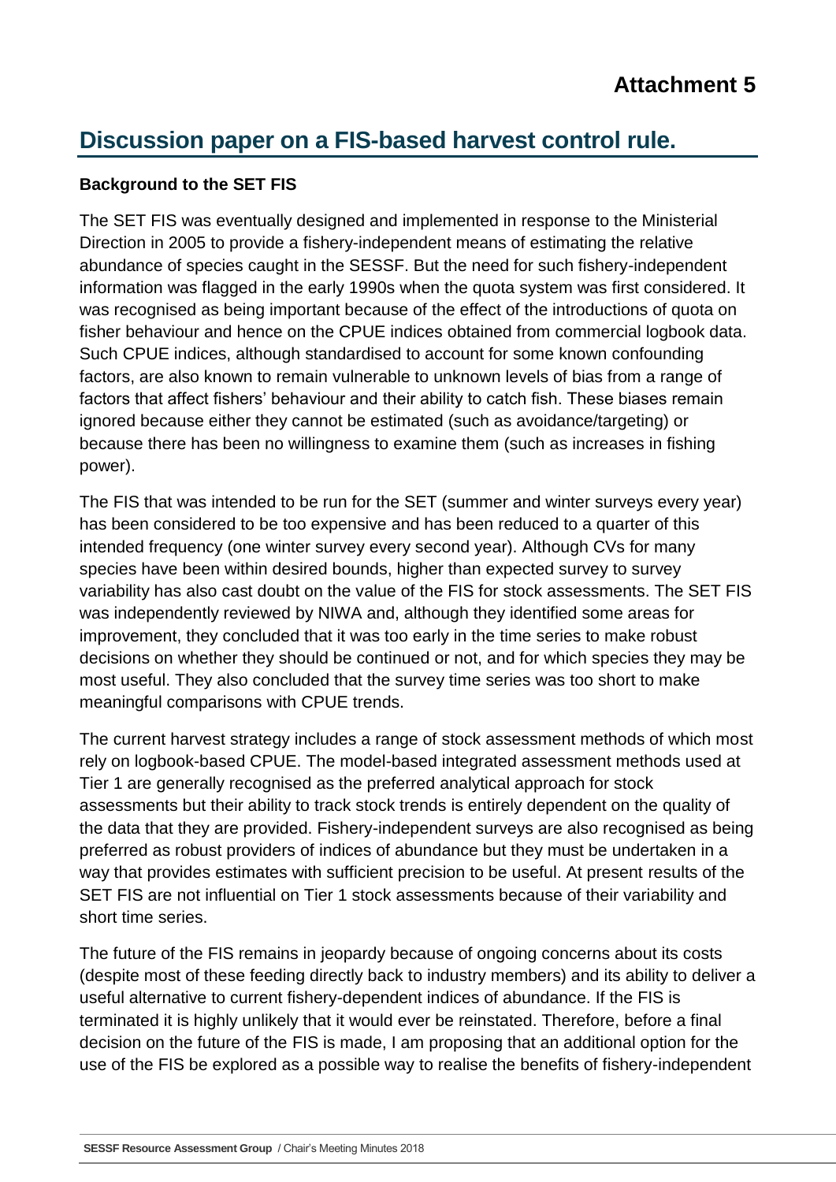# Attachment 5

## Discussion paper on a FIS-based harvest control rule.

**Background to the SET FIS**

The SET FIS was eventually designed and implemented in response to the Ministerial Direction in 2005 to provide a fishery-independent means of estimating the relative abundance of species caught in the SESSF. But the need for such fishery-independent information was flagged in the early 1990s when the quota system was first considered. It was recognised as being important because of the effect of the introductions of quota on fisher behaviour and hence on the CPUE indices obtained from commercial logbook data. Such CPUE indices, although standardised to account for some known confounding factors, are also known to remain vulnerable to unknown levels of bias from a range of factors that affect fishers' behaviour and their ability to catch fish. These biases remain ignored because either they cannot be estimated (such as avoidance/targeting) or because there has been no willingness to examine them (such as increases in fishing power).

The FIS that was intended to be run for the SET (summer and winter surveys every year) has been considered to be too expensive and has been reduced to a quarter of this intended frequency (one winter survey every second year). Although CVs for many species have been within desired bounds, higher than expected survey to survey variability has also cast doubt on the value of the FIS for stock assessments. The SET FIS was independently reviewed by NIWA and, although they identified some areas for improvement, they concluded that it was too early in the time series to make robust decisions on whether they should be continued or not, and for which species they may be most useful. They also concluded that the survey time series was too short to make meaningful comparisons with CPUE trends.

The current harvest strategy includes a range of stock assessment methods of which most rely on logbook-based CPUE. The model-based integrated assessment methods used at Tier 1 are generally recognised as the preferred analytical approach for stock assessments but their ability to track stock trends is entirely dependent on the quality of the data that they are provided. Fishery-independent surveys are also recognised as being preferred as robust providers of indices of abundance but they must be undertaken in a way that provides estimates with sufficient precision to be useful. At present results of the SET FIS are not influential on Tier 1 stock assessments because of their variability and short time series.

The future of the FIS remains in jeopardy because of ongoing concerns about its costs (despite most of these feeding directly back to industry members) and its ability to deliver a useful alternative to current fishery-dependent indices of abundance. If the FIS is terminated it is highly unlikely that it would ever be reinstated. Therefore, before a final decision on the future of the FIS is made, I am proposing that an additional option for the use of the FIS be explored as a possible way to realise the benefits of fishery-independent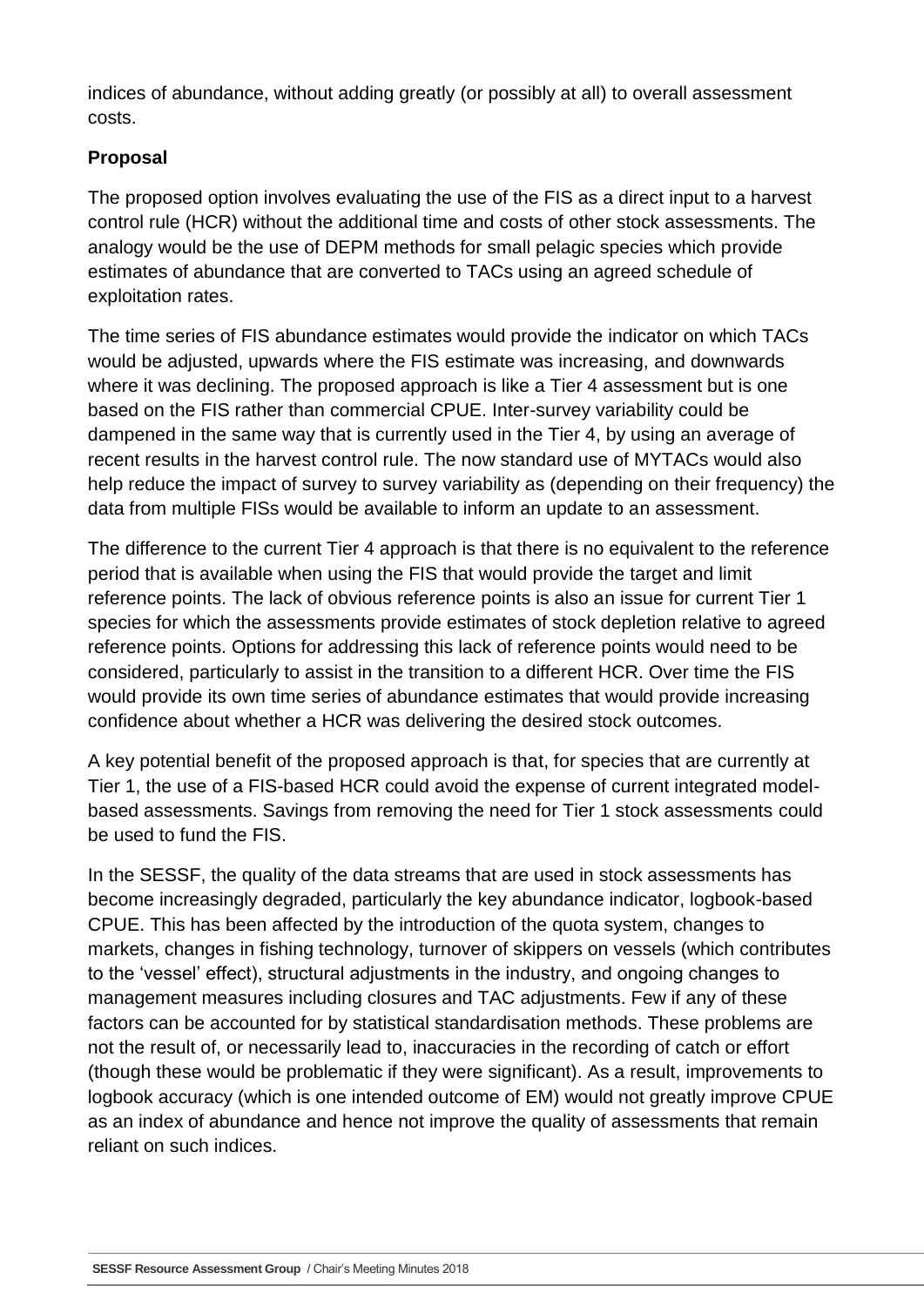indices of abundance, without adding greatly (or possibly at all) to overall assessment costs.

**Proposal**

The proposed option involves evaluating the use of the FIS as a direct input to a harvest control rule (HCR) without the additional time and costs of other stock assessments. The analogy would be the use of DEPM methods for small pelagic species which provide estimates of abundance that are converted to TACs using an agreed schedule of exploitation rates.

The time series of FIS abundance estimates would provide the indicator on which TACs would be adjusted, upwards where the FIS estimate was increasing, and downwards where it was declining. The proposed approach is like a Tier 4 assessment but is one based on the FIS rather than commercial CPUE. Inter-survey variability could be dampened in the same way that is currently used in the Tier 4, by using an average of recent results in the harvest control rule. The now standard use of MYTACs would also help reduce the impact of survey to survey variability as (depending on their frequency) the data from multiple FISs would be available to inform an update to an assessment.

The difference to the current Tier 4 approach is that there is no equivalent to the reference period that is available when using the FIS that would provide the target and limit reference points. The lack of obvious reference points is also an issue for current Tier 1 species for which the assessments provide estimates of stock depletion relative to agreed reference points. Options for addressing this lack of reference points would need to be considered, particularly to assist in the transition to a different HCR. Over time the FIS would provide its own time series of abundance estimates that would provide increasing confidence about whether a HCR was delivering the desired stock outcomes.

A key potential benefit of the proposed approach is that, for species that are currently at Tier 1, the use of a FIS-based HCR could avoid the expense of current integrated model-based assessments. Savings from removing the need for Tier 1 stock assessments could be used to fund the FIS.

In the SESSF, the quality of the data streams that are used in stock assessments has become increasingly degraded, particularly the key abundance indicator, logbook-based CPUE. This has been affected by the introduction of the quota system, changes to markets, changes in fishing technology, turnover of skippers on vessels (which contributes to the 'vessel' effect), structural adjustments in the industry, and ongoing changes to management measures including closures and TAC adjustments. Few if any of these factors can be accounted for by statistical standardisation methods. These problems are not the result of, or necessarily lead to, inaccuracies in the recording of catch or effort (though these would be problematic if they were significant). As a result, improvements to logbook accuracy (which is one intended outcome of EM) would not greatly improve CPUE as an index of abundance and hence not improve the quality of assessments that remain reliant on such indices.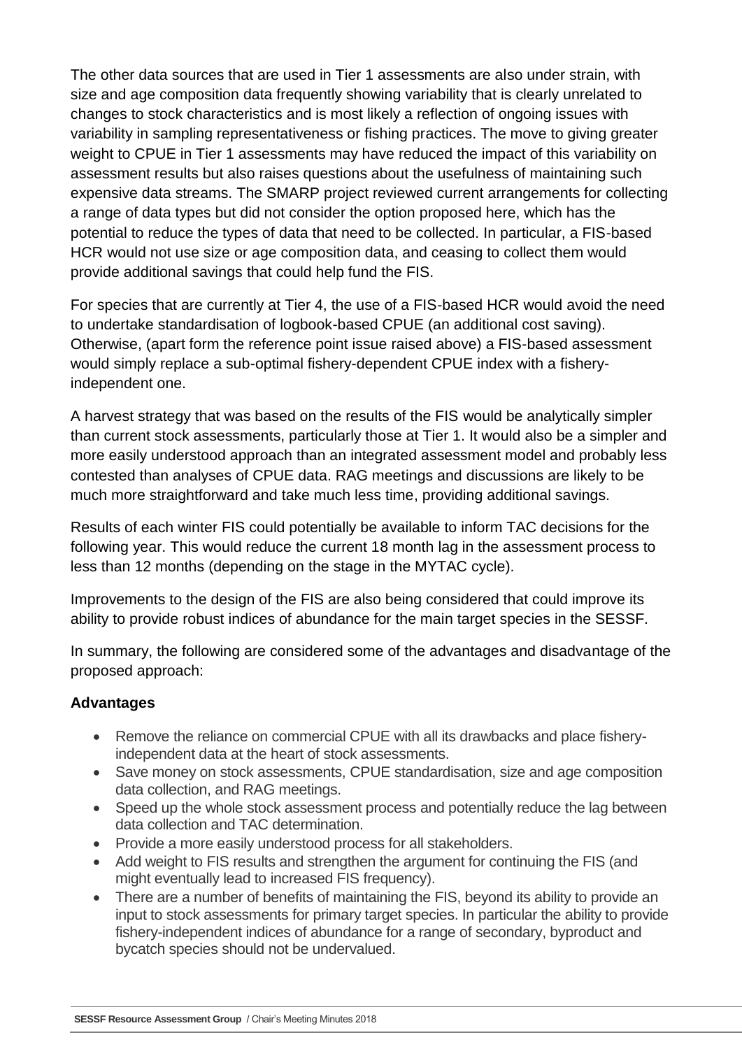The other data sources that are used in Tier 1 assessments are also under strain, with size and age composition data frequently showing variability that is clearly unrelated to changes to stock characteristics and is most likely a reflection of ongoing issues with variability in sampling representativeness or fishing practices. The move to giving greater weight to CPUE in Tier 1 assessments may have reduced the impact of this variability on assessment results but also raises questions about the usefulness of maintaining such expensive data streams. The SMARP project reviewed current arrangements for collecting a range of data types but did not consider the option proposed here, which has the potential to reduce the types of data that need to be collected. In particular, a FIS-based HCR would not use size or age composition data, and ceasing to collect them would provide additional savings that could help fund the FIS.

For species that are currently at Tier 4, the use of a FIS-based HCR would avoid the need to undertake standardisation of logbook-based CPUE (an additional cost saving). Otherwise, (apart form the reference point issue raised above) a FIS-based assessment would simply replace a sub-optimal fishery-dependent CPUE index with a fishery-independent one.

A harvest strategy that was based on the results of the FIS would be analytically simpler than current stock assessments, particularly those at Tier 1. It would also be a simpler and more easily understood approach than an integrated assessment model and probably less contested than analyses of CPUE data. RAG meetings and discussions are likely to be much more straightforward and take much less time, providing additional savings.

Results of each winter FIS could potentially be available to inform TAC decisions for the following year. This would reduce the current 18 month lag in the assessment process to less than 12 months (depending on the stage in the MYTAC cycle).

Improvements to the design of the FIS are also being considered that could improve its ability to provide robust indices of abundance for the main target species in the SESSF.

In summary, the following are considered some of the advantages and disadvantage of the proposed approach:

**Advantages**

- Remove the reliance on commercial CPUE with all its drawbacks and place fishery-independent data at the heart of stock assessments.
- Save money on stock assessments, CPUE standardisation, size and age composition data collection, and RAG meetings.
- Speed up the whole stock assessment process and potentially reduce the lag between data collection and TAC determination.
- Provide a more easily understood process for all stakeholders.
- Add weight to FIS results and strengthen the argument for continuing the FIS (and might eventually lead to increased FIS frequency).
- There are a number of benefits of maintaining the FIS, beyond its ability to provide an input to stock assessments for primary target species. In particular the ability to provide fishery-independent indices of abundance for a range of secondary, byproduct and bycatch species should not be undervalued.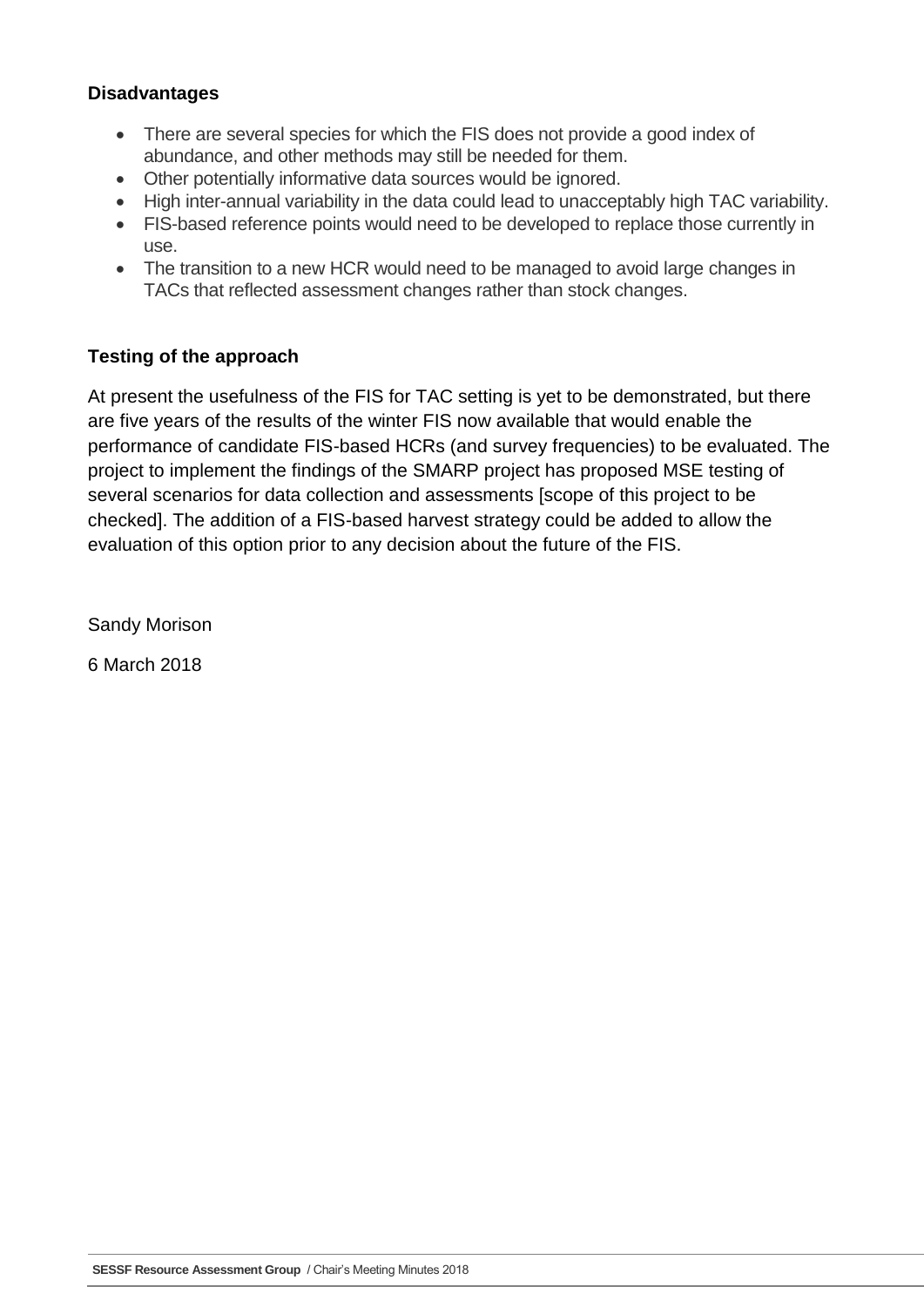### Disadvantages

- There are several species for which the FIS does not provide a good index of abundance, and other methods may still be needed for them.
- Other potentially informative data sources would be ignored.
- High inter-annual variability in the data could lead to unacceptably high TAC variability.
- FIS-based reference points would need to be developed to replace those currently in use.
- The transition to a new HCR would need to be managed to avoid large changes in TACs that reflected assessment changes rather than stock changes.

### Testing of the approach

At present the usefulness of the FIS for TAC setting is yet to be demonstrated, but there are five years of the results of the winter FIS now available that would enable the performance of candidate FIS-based HCRs (and survey frequencies) to be evaluated. The project to implement the findings of the SMARP project has proposed MSE testing of several scenarios for data collection and assessments [scope of this project to be checked]. The addition of a FIS-based harvest strategy could be added to allow the evaluation of this option prior to any decision about the future of the FIS.

Sandy Morison

6 March 2018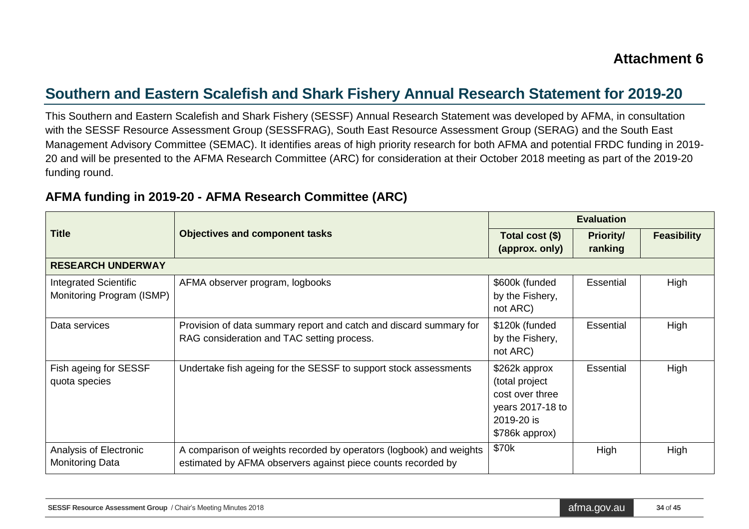**Attachment 6**

## Southern and Eastern Scalefish and Shark Fishery Annual Research Statement for 2019-20

This Southern and Eastern Scalefish and Shark Fishery (SESSF) Annual Research Statement was developed by AFMA, in consultation with the SESSF Resource Assessment Group (SESSFRAG), South East Resource Assessment Group (SERAG) and the South East Management Advisory Committee (SEMAC). It identifies areas of high priority research for both AFMA and potential FRDC funding in 2019-20 and will be presented to the AFMA Research Committee (ARC) for consideration at their October 2018 meeting as part of the 2019-20 funding round.

### AFMA funding in 2019-20 - AFMA Research Committee (ARC)

| Title | Objectives and component tasks | Evaluation | | |
|---|---|---|---|---|
| | | Total cost ($) (approx. only) | Priority/ ranking | Feasibility |
| **RESEARCH UNDERWAY** | | | | |
| Integrated Scientific Monitoring Program (ISMP) | AFMA observer program, logbooks | $600k (funded by the Fishery, not ARC) | Essential | High |
| Data services | Provision of data summary report and catch and discard summary for RAG consideration and TAC setting process. | $120k (funded by the Fishery, not ARC) | Essential | High |
| Fish ageing for SESSF quota species | Undertake fish ageing for the SESSF to support stock assessments | $262k approx (total project cost over three years 2017-18 to 2019-20 is $786k approx) | Essential | High |
| Analysis of Electronic Monitoring Data | A comparison of weights recorded by operators (logbook) and weights estimated by AFMA observers against piece counts recorded by | $70k | High | High |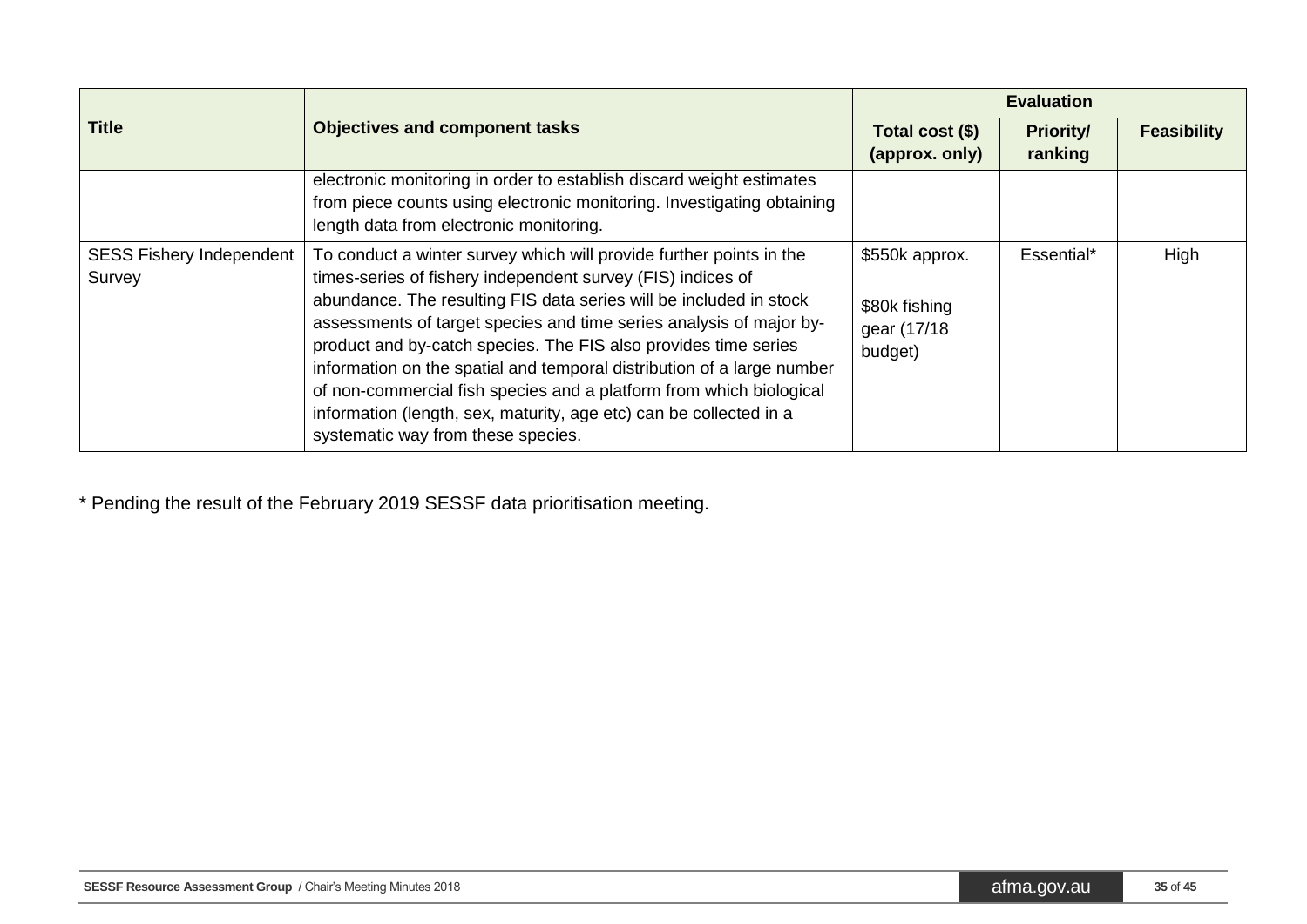| Title | Objectives and component tasks | Evaluation | | |
|---|---|---|---|---|
| | | Total cost ($) (approx. only) | Priority/ ranking | Feasibility |
| | electronic monitoring in order to establish discard weight estimates from piece counts using electronic monitoring. Investigating obtaining length data from electronic monitoring. | | | |
| SESS Fishery Independent Survey | To conduct a winter survey which will provide further points in the times-series of fishery independent survey (FIS) indices of abundance. The resulting FIS data series will be included in stock assessments of target species and time series analysis of major by-product and by-catch species. The FIS also provides time series information on the spatial and temporal distribution of a large number of non-commercial fish species and a platform from which biological information (length, sex, maturity, age etc) can be collected in a systematic way from these species. | $550k approx.<br><br>$80k fishing gear (17/18 budget) | Essential* | High |

* Pending the result of the February 2019 SESSF data prioritisation meeting.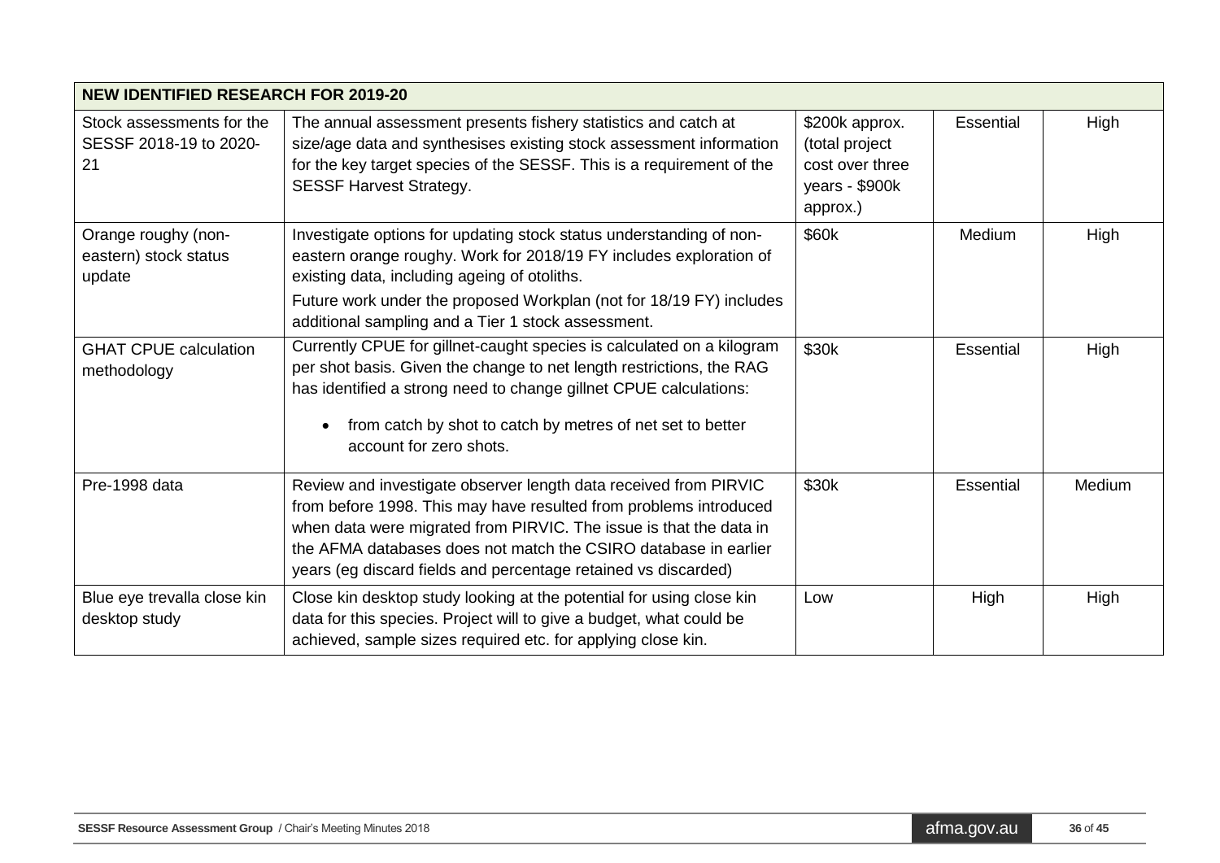| NEW IDENTIFIED RESEARCH FOR 2019-20 | | | | |
|---|---|---|---|---|
| Stock assessments for the SESSF 2018-19 to 2020-21 | The annual assessment presents fishery statistics and catch at size/age data and synthesises existing stock assessment information for the key target species of the SESSF. This is a requirement of the SESSF Harvest Strategy. | \$200k approx. (total project cost over three years - \$900k approx.) | Essential | High |
| Orange roughy (non-eastern) stock status update | Investigate options for updating stock status understanding of non-eastern orange roughy. Work for 2018/19 FY includes exploration of existing data, including ageing of otoliths.<br>Future work under the proposed Workplan (not for 18/19 FY) includes additional sampling and a Tier 1 stock assessment. | \$60k | Medium | High |
| GHAT CPUE calculation methodology | Currently CPUE for gillnet-caught species is calculated on a kilogram per shot basis. Given the change to net length restrictions, the RAG has identified a strong need to change gillnet CPUE calculations:<br>• from catch by shot to catch by metres of net set to better account for zero shots. | \$30k | Essential | High |
| Pre-1998 data | Review and investigate observer length data received from PIRVIC from before 1998. This may have resulted from problems introduced when data were migrated from PIRVIC. The issue is that the data in the AFMA databases does not match the CSIRO database in earlier years (eg discard fields and percentage retained vs discarded) | \$30k | Essential | Medium |
| Blue eye trevalla close kin desktop study | Close kin desktop study looking at the potential for using close kin data for this species. Project will to give a budget, what could be achieved, sample sizes required etc. for applying close kin. | Low | High | High |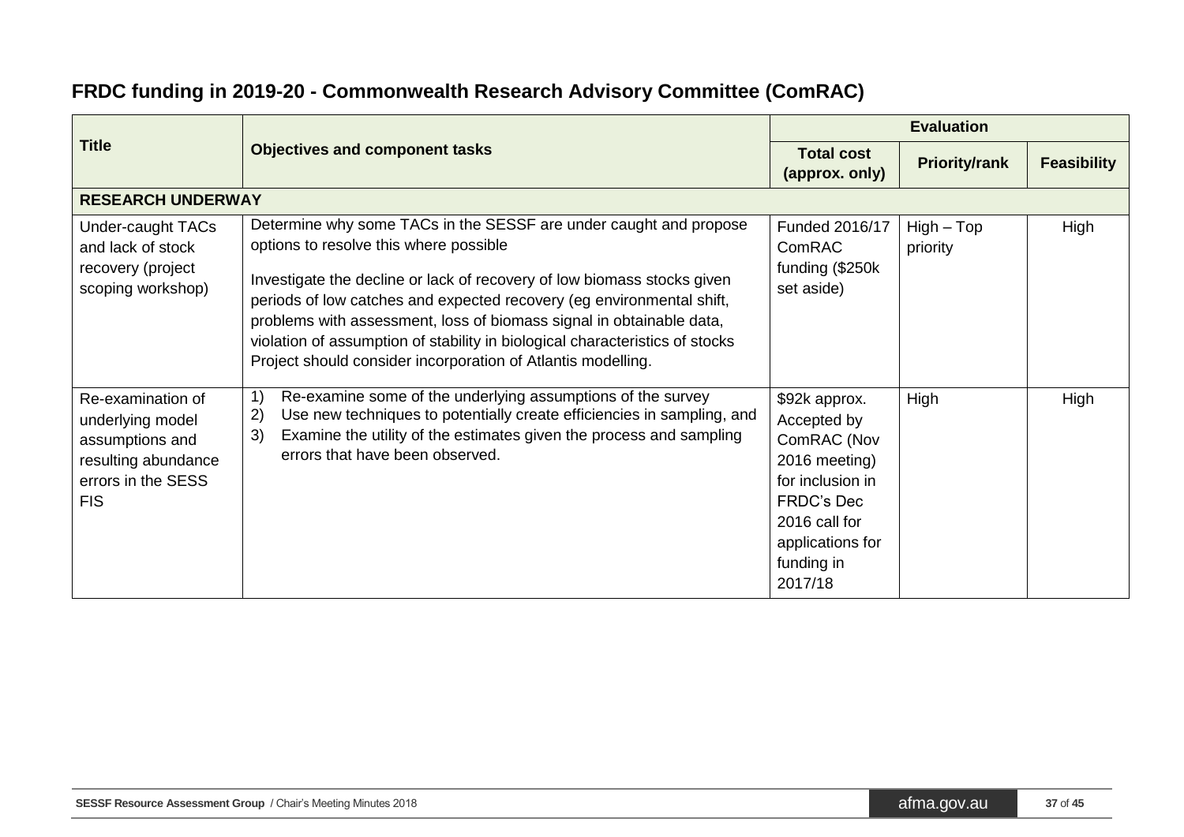## FRDC funding in 2019-20 - Commonwealth Research Advisory Committee (ComRAC)

| Title | Objectives and component tasks | Evaluation | | |
|---|---|---|---|---|
| | | Total cost (approx. only) | Priority/rank | Feasibility |
| **RESEARCH UNDERWAY** | | | | |
| Under-caught TACs and lack of stock recovery (project scoping workshop) | Determine why some TACs in the SESSF are under caught and propose options to resolve this where possible<br><br>Investigate the decline or lack of recovery of low biomass stocks given periods of low catches and expected recovery (eg environmental shift, problems with assessment, loss of biomass signal in obtainable data, violation of assumption of stability in biological characteristics of stocks Project should consider incorporation of Atlantis modelling. | Funded 2016/17 ComRAC funding ($250k set aside) | High – Top priority | High |
| Re-examination of underlying model assumptions and resulting abundance errors in the SESS FIS | 1) Re-examine some of the underlying assumptions of the survey<br>2) Use new techniques to potentially create efficiencies in sampling, and<br>3) Examine the utility of the estimates given the process and sampling errors that have been observed. | $92k approx. Accepted by ComRAC (Nov 2016 meeting) for inclusion in FRDC's Dec 2016 call for applications for funding in 2017/18 | High | High |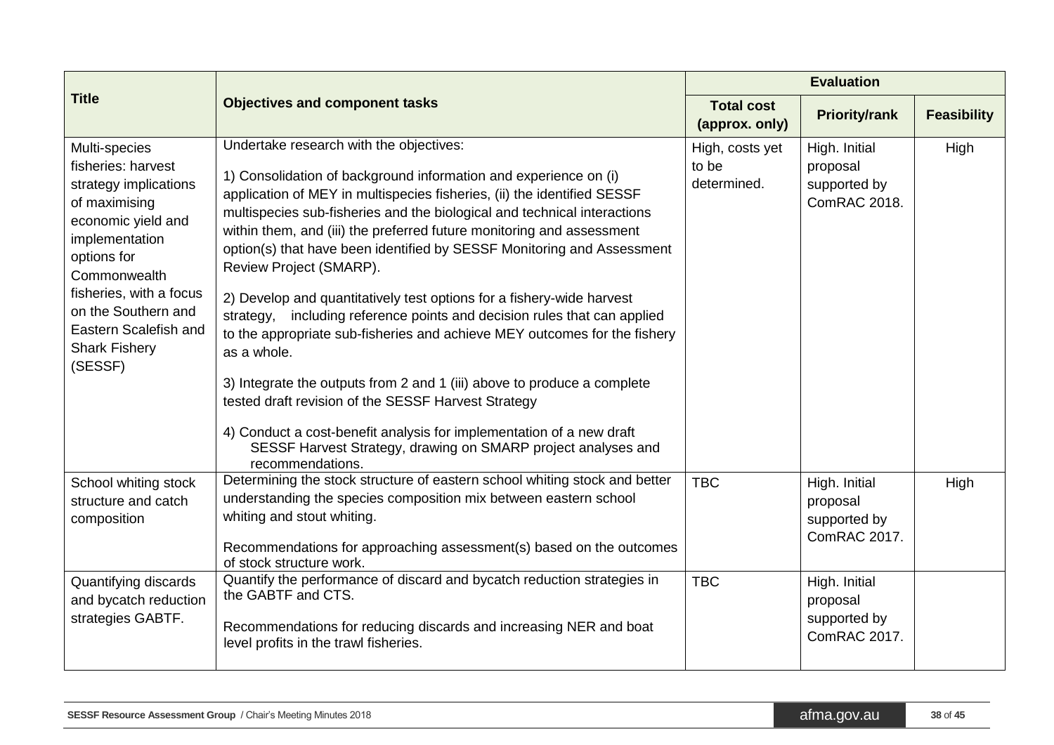| Title | Objectives and component tasks | Evaluation | | |
|---|---|---|---|---|
| | | Total cost (approx. only) | Priority/rank | Feasibility |
| Multi-species fisheries: harvest strategy implications of maximising economic yield and implementation options for Commonwealth fisheries, with a focus on the Southern and Eastern Scalefish and Shark Fishery (SESSF) | Undertake research with the objectives:<br><br>1) Consolidation of background information and experience on (i) application of MEY in multispecies fisheries, (ii) the identified SESSF multispecies sub-fisheries and the biological and technical interactions within them, and (iii) the preferred future monitoring and assessment option(s) that have been identified by SESSF Monitoring and Assessment Review Project (SMARP).<br><br>2) Develop and quantitatively test options for a fishery-wide harvest strategy, including reference points and decision rules that can applied to the appropriate sub-fisheries and achieve MEY outcomes for the fishery as a whole.<br><br>3) Integrate the outputs from 2 and 1 (iii) above to produce a complete tested draft revision of the SESSF Harvest Strategy<br><br>4) Conduct a cost-benefit analysis for implementation of a new draft SESSF Harvest Strategy, drawing on SMARP project analyses and recommendations. | High, costs yet to be determined. | High. Initial proposal supported by ComRAC 2018. | High |
| School whiting stock structure and catch composition | Determining the stock structure of eastern school whiting stock and better understanding the species composition mix between eastern school whiting and stout whiting.<br><br>Recommendations for approaching assessment(s) based on the outcomes of stock structure work. | TBC | High. Initial proposal supported by ComRAC 2017. | High |
| Quantifying discards and bycatch reduction strategies GABTF. | Quantify the performance of discard and bycatch reduction strategies in the GABTF and CTS.<br><br>Recommendations for reducing discards and increasing NER and boat level profits in the trawl fisheries. | TBC | High. Initial proposal supported by ComRAC 2017. | |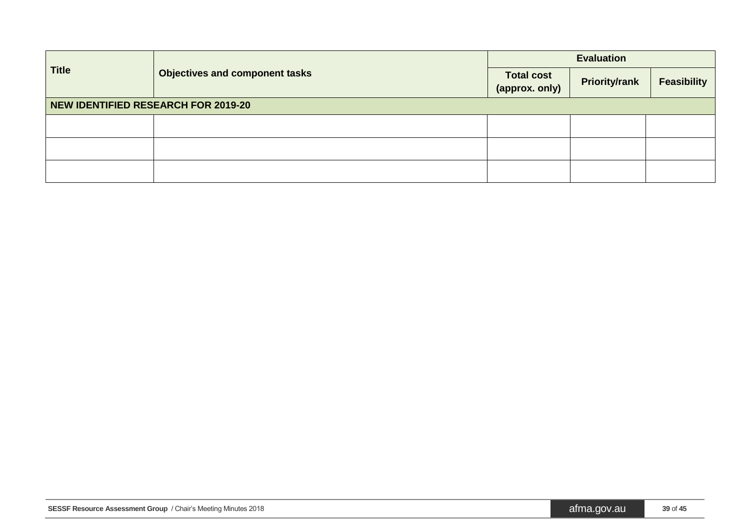| Title | Objectives and component tasks | Evaluation | | |
|---|---|---|---|---|
| | | Total cost (approx. only) | Priority/rank | Feasibility |
| **NEW IDENTIFIED RESEARCH FOR 2019-20** | | | | |
| | | | | |
| | | | | |
| | | | | |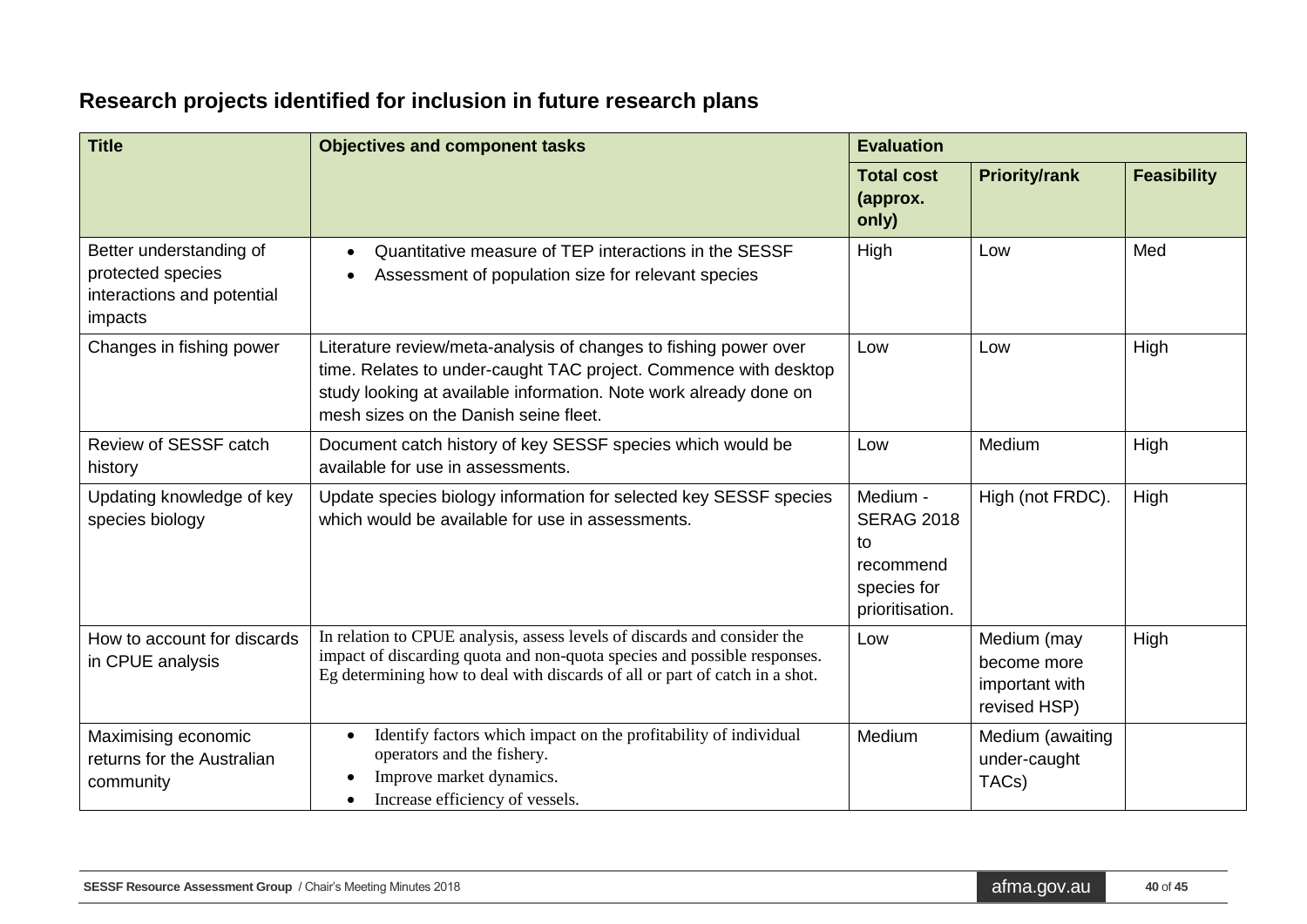## Research projects identified for inclusion in future research plans

| Title | Objectives and component tasks | Evaluation | | |
|---|---|---|---|---|
| | | Total cost (approx. only) | Priority/rank | Feasibility |
| Better understanding of protected species interactions and potential impacts | • Quantitative measure of TEP interactions in the SESSF<br>• Assessment of population size for relevant species | High | Low | Med |
| Changes in fishing power | Literature review/meta-analysis of changes to fishing power over time. Relates to under-caught TAC project. Commence with desktop study looking at available information. Note work already done on mesh sizes on the Danish seine fleet. | Low | Low | High |
| Review of SESSF catch history | Document catch history of key SESSF species which would be available for use in assessments. | Low | Medium | High |
| Updating knowledge of key species biology | Update species biology information for selected key SESSF species which would be available for use in assessments. | Medium - SERAG 2018 to recommend species for prioritisation. | High (not FRDC). | High |
| How to account for discards in CPUE analysis | In relation to CPUE analysis, assess levels of discards and consider the impact of discarding quota and non-quota species and possible responses. Eg determining how to deal with discards of all or part of catch in a shot. | Low | Medium (may become more important with revised HSP) | High |
| Maximising economic returns for the Australian community | • Identify factors which impact on the profitability of individual operators and the fishery.<br>• Improve market dynamics.<br>• Increase efficiency of vessels. | Medium | Medium (awaiting under-caught TACs) | |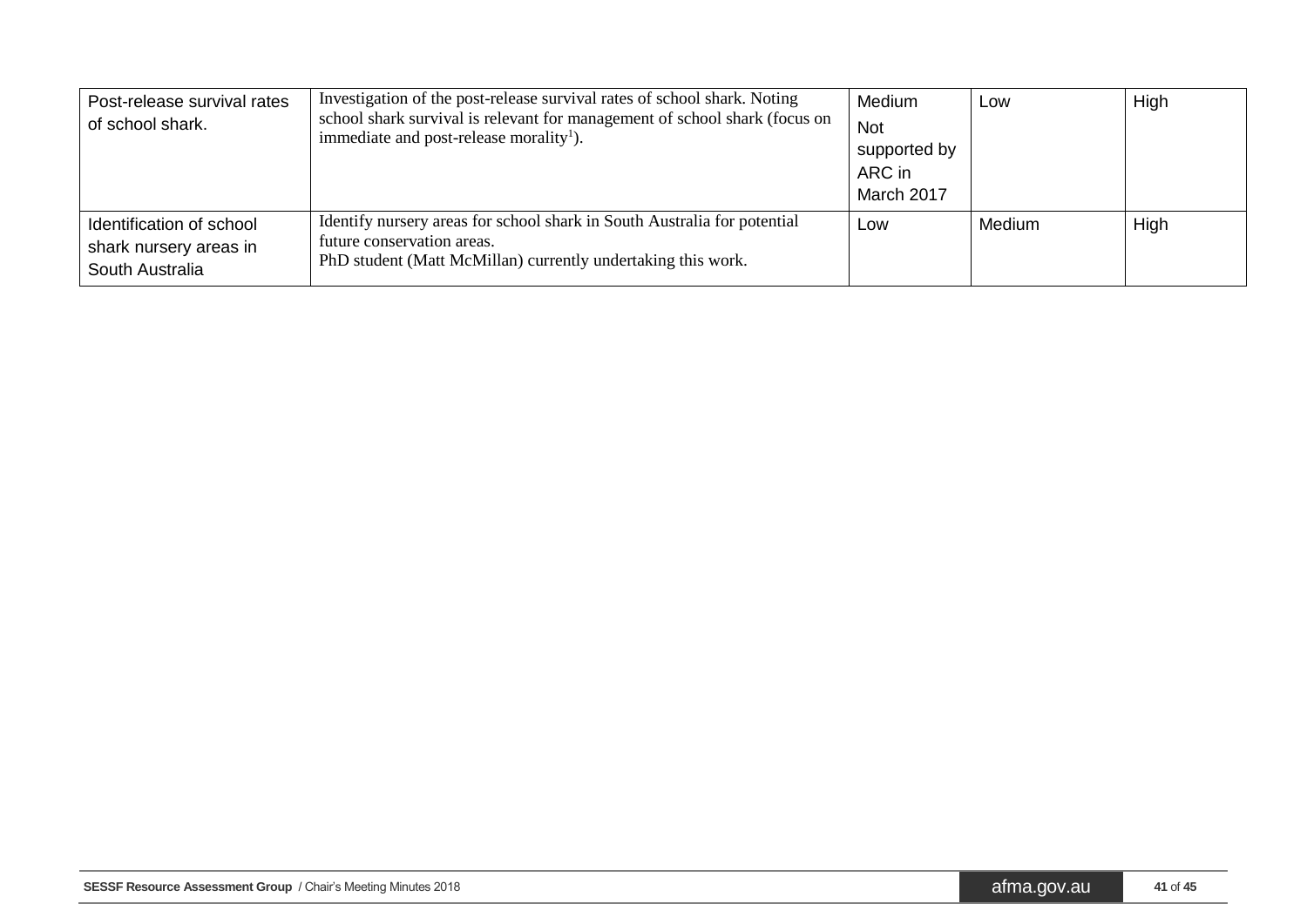| Post-release survival rates of school shark. | Investigation of the post-release survival rates of school shark. Noting school shark survival is relevant for management of school shark (focus on immediate and post-release morality[1]). | Medium<br>Not supported by ARC in March 2017 | Low | High |
|---|---|---|---|---|
| Identification of school shark nursery areas in South Australia | Identify nursery areas for school shark in South Australia for potential future conservation areas.<br>PhD student (Matt McMillan) currently undertaking this work. | Low | Medium | High |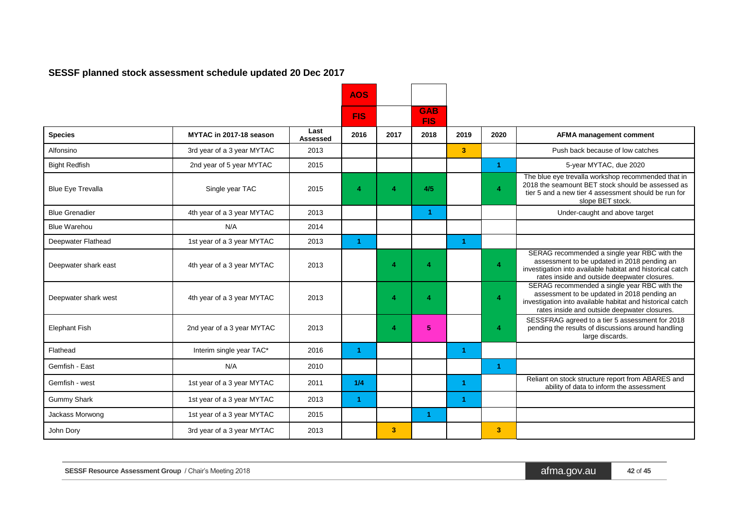## SESSF planned stock assessment schedule updated 20 Dec 2017

| | | | AOS | | | | | |
|---|---|---|---|---|---|---|---|---|
| | | | FIS | | GAB FIS | | | |
| **Species** | **MYTAC in 2017-18 season** | **Last Assessed** | **2016** | **2017** | **2018** | **2019** | **2020** | **AFMA management comment** |
| Alfonsino | 3rd year of a 3 year MYTAC | 2013 | | | | 3 | | Push back because of low catches |
| Bight Redfish | 2nd year of 5 year MYTAC | 2015 | | | | | 1 | 5-year MYTAC, due 2020 |
| Blue Eye Trevalla | Single year TAC | 2015 | 4 | 4 | 4/5 | | 4 | The blue eye trevalla workshop recommended that in 2018 the seamount BET stock should be assessed as tier 5 and a new tier 4 assessment should be run for slope BET stock. |
| Blue Grenadier | 4th year of a 3 year MYTAC | 2013 | | | 1 | | | Under-caught and above target |
| Blue Warehou | N/A | 2014 | | | | | | |
| Deepwater Flathead | 1st year of a 3 year MYTAC | 2013 | 1 | | | 1 | | |
| Deepwater shark east | 4th year of a 3 year MYTAC | 2013 | | 4 | 4 | | 4 | SERAG recommended a single year RBC with the assessment to be updated in 2018 pending an investigation into available habitat and historical catch rates inside and outside deepwater closures. |
| Deepwater shark west | 4th year of a 3 year MYTAC | 2013 | | 4 | 4 | | 4 | SERAG recommended a single year RBC with the assessment to be updated in 2018 pending an investigation into available habitat and historical catch rates inside and outside deepwater closures. |
| Elephant Fish | 2nd year of a 3 year MYTAC | 2013 | | 4 | 5 | | 4 | SESSFRAG agreed to a tier 5 assessment for 2018 pending the results of discussions around handling large discards. |
| Flathead | Interim single year TAC* | 2016 | 1 | | | 1 | | |
| Gemfish - East | N/A | 2010 | | | | | 1 | |
| Gemfish - west | 1st year of a 3 year MYTAC | 2011 | 1/4 | | | 1 | | Reliant on stock structure report from ABARES and ability of data to inform the assessment |
| Gummy Shark | 1st year of a 3 year MYTAC | 2013 | 1 | | | 1 | | |
| Jackass Morwong | 1st year of a 3 year MYTAC | 2015 | | | 1 | | | |
| John Dory | 3rd year of a 3 year MYTAC | 2013 | | 3 | | | 3 | |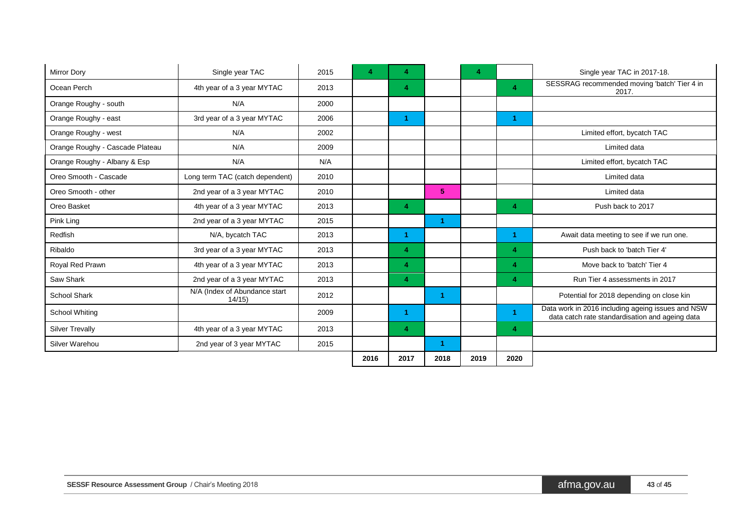| | | | 2016 | 2017 | 2018 | 2019 | 2020 | |
|---|---|---|---|---|---|---|---|---|
| Mirror Dory | Single year TAC | 2015 | 4 | 4 | | 4 | | Single year TAC in 2017-18. |
| Ocean Perch | 4th year of a 3 year MYTAC | 2013 | | 4 | | | 4 | SESSRAG recommended moving 'batch' Tier 4 in 2017. |
| Orange Roughy - south | N/A | 2000 | | | | | | |
| Orange Roughy - east | 3rd year of a 3 year MYTAC | 2006 | | 1 | | | 1 | |
| Orange Roughy - west | N/A | 2002 | | | | | | Limited effort, bycatch TAC |
| Orange Roughy - Cascade Plateau | N/A | 2009 | | | | | | Limited data |
| Orange Roughy - Albany & Esp | N/A | N/A | | | | | | Limited effort, bycatch TAC |
| Oreo Smooth - Cascade | Long term TAC (catch dependent) | 2010 | | | | | | Limited data |
| Oreo Smooth - other | 2nd year of a 3 year MYTAC | 2010 | | | 5 | | | Limited data |
| Oreo Basket | 4th year of a 3 year MYTAC | 2013 | | 4 | | | 4 | Push back to 2017 |
| Pink Ling | 2nd year of a 3 year MYTAC | 2015 | | | 1 | | | |
| Redfish | N/A, bycatch TAC | 2013 | | 1 | | | 1 | Await data meeting to see if we run one. |
| Ribaldo | 3rd year of a 3 year MYTAC | 2013 | | 4 | | | 4 | Push back to 'batch Tier 4' |
| Royal Red Prawn | 4th year of a 3 year MYTAC | 2013 | | 4 | | | 4 | Move back to 'batch' Tier 4 |
| Saw Shark | 2nd year of a 3 year MYTAC | 2013 | | 4 | | | 4 | Run Tier 4 assessments in 2017 |
| School Shark | N/A (Index of Abundance start 14/15) | 2012 | | | 1 | | | Potential for 2018 depending on close kin |
| School Whiting | | 2009 | | 1 | | | 1 | Data work in 2016 including ageing issues and NSW data catch rate standardisation and ageing data |
| Silver Trevally | 4th year of a 3 year MYTAC | 2013 | | 4 | | | 4 | |
| Silver Warehou | 2nd year of 3 year MYTAC | 2015 | | | 1 | | | |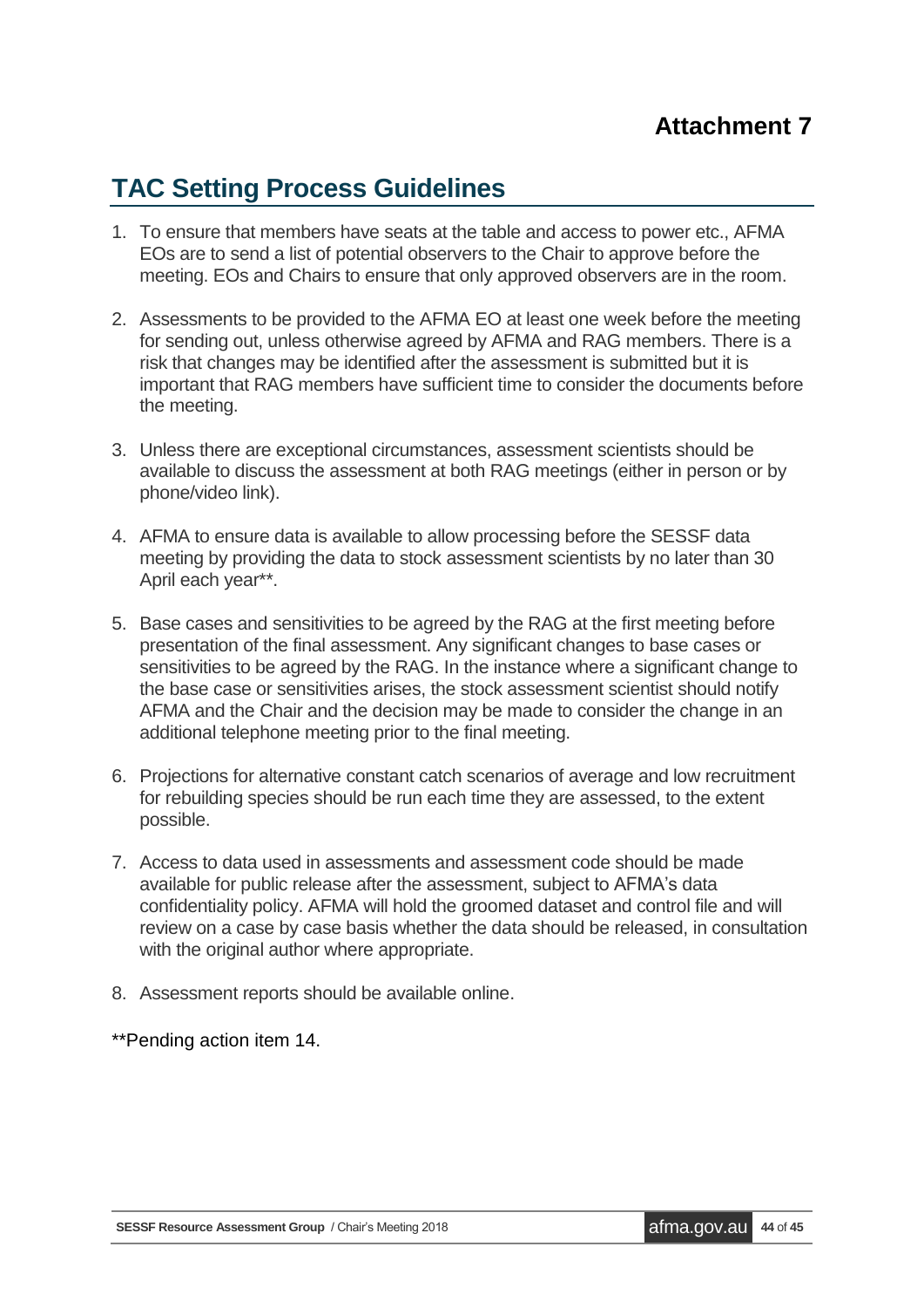# Attachment 7

## TAC Setting Process Guidelines

1. To ensure that members have seats at the table and access to power etc., AFMA EOs are to send a list of potential observers to the Chair to approve before the meeting. EOs and Chairs to ensure that only approved observers are in the room.

2. Assessments to be provided to the AFMA EO at least one week before the meeting for sending out, unless otherwise agreed by AFMA and RAG members. There is a risk that changes may be identified after the assessment is submitted but it is important that RAG members have sufficient time to consider the documents before the meeting.

3. Unless there are exceptional circumstances, assessment scientists should be available to discuss the assessment at both RAG meetings (either in person or by phone/video link).

4. AFMA to ensure data is available to allow processing before the SESSF data meeting by providing the data to stock assessment scientists by no later than 30 April each year**.

5. Base cases and sensitivities to be agreed by the RAG at the first meeting before presentation of the final assessment. Any significant changes to base cases or sensitivities to be agreed by the RAG. In the instance where a significant change to the base case or sensitivities arises, the stock assessment scientist should notify AFMA and the Chair and the decision may be made to consider the change in an additional telephone meeting prior to the final meeting.

6. Projections for alternative constant catch scenarios of average and low recruitment for rebuilding species should be run each time they are assessed, to the extent possible.

7. Access to data used in assessments and assessment code should be made available for public release after the assessment, subject to AFMA's data confidentiality policy. AFMA will hold the groomed dataset and control file and will review on a case by case basis whether the data should be released, in consultation with the original author where appropriate.

8. Assessment reports should be available online.

**Pending action item 14.